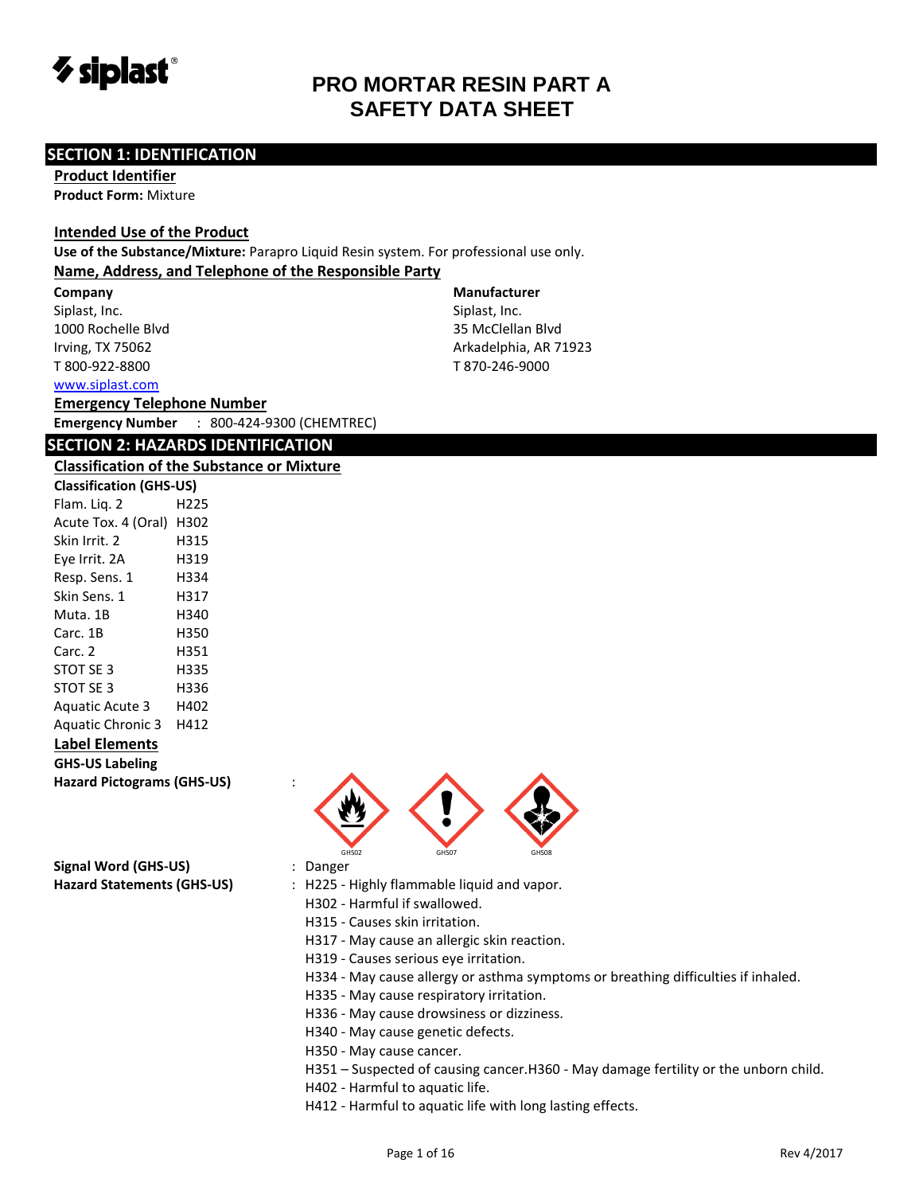# PRO MORTAR RESIN PART A
# SAFETY DATA SHEET

## SECTION 1: IDENTIFICATION

### Product Identifier

**Product Form:** Mixture

### Intended Use of the Product

**Use of the Substance/Mixture:** Parapro Liquid Resin system. For professional use only.

### Name, Address, and Telephone of the Responsible Party

**Company**
Siplast, Inc.
1000 Rochelle Blvd
Irving, TX 75062
T 800-922-8800
www.siplast.com

**Manufacturer**
Siplast, Inc.
35 McClellan Blvd
Arkadelphia, AR 71923
T 870-246-9000

### Emergency Telephone Number

**Emergency Number** : 800-424-9300 (CHEMTREC)

## SECTION 2: HAZARDS IDENTIFICATION

### Classification of the Substance or Mixture

**Classification (GHS-US)**

| | |
|---|---|
| Flam. Liq. 2 | H225 |
| Acute Tox. 4 (Oral) | H302 |
| Skin Irrit. 2 | H315 |
| Eye Irrit. 2A | H319 |
| Resp. Sens. 1 | H334 |
| Skin Sens. 1 | H317 |
| Muta. 1B | H340 |
| Carc. 1B | H350 |
| Carc. 2 | H351 |
| STOT SE 3 | H335 |
| STOT SE 3 | H336 |
| Aquatic Acute 3 | H402 |
| Aquatic Chronic 3 | H412 |

### Label Elements

**GHS-US Labeling**

**Hazard Pictograms (GHS-US)** :

GHS02 GHS07 GHS08

**Signal Word (GHS-US)** : Danger

**Hazard Statements (GHS-US)** : H225 - Highly flammable liquid and vapor.
H302 - Harmful if swallowed.
H315 - Causes skin irritation.
H317 - May cause an allergic skin reaction.
H319 - Causes serious eye irritation.
H334 - May cause allergy or asthma symptoms or breathing difficulties if inhaled.
H335 - May cause respiratory irritation.
H336 - May cause drowsiness or dizziness.
H340 - May cause genetic defects.
H350 - May cause cancer.
H351 – Suspected of causing cancer.H360 - May damage fertility or the unborn child.
H402 - Harmful to aquatic life.
H412 - Harmful to aquatic life with long lasting effects.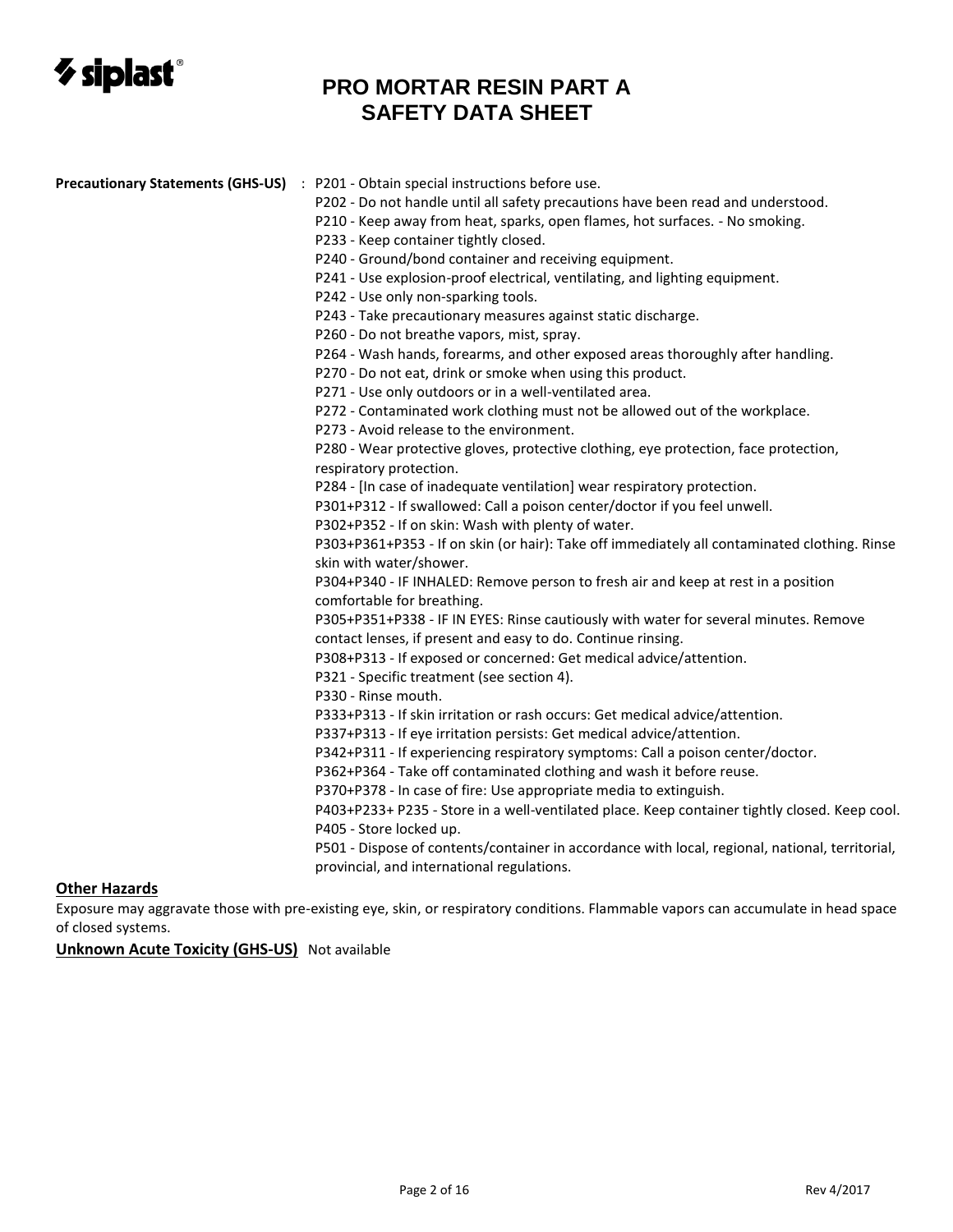**Precractionary Statements (GHS-US)** : P201 - Obtain special instructions before use.

P202 - Do not handle until all safety precautions have been read and understood.
P210 - Keep away from heat, sparks, open flames, hot surfaces. - No smoking.
P233 - Keep container tightly closed.
P240 - Ground/bond container and receiving equipment.
P241 - Use explosion-proof electrical, ventilating, and lighting equipment.
P242 - Use only non-sparking tools.
P243 - Take precautionary measures against static discharge.
P260 - Do not breathe vapors, mist, spray.
P264 - Wash hands, forearms, and other exposed areas thoroughly after handling.
P270 - Do not eat, drink or smoke when using this product.
P271 - Use only outdoors or in a well-ventilated area.
P272 - Contaminated work clothing must not be allowed out of the workplace.
P273 - Avoid release to the environment.
P280 - Wear protective gloves, protective clothing, eye protection, face protection, respiratory protection.
P284 - [In case of inadequate ventilation] wear respiratory protection.
P301+P312 - If swallowed: Call a poison center/doctor if you feel unwell.
P302+P352 - If on skin: Wash with plenty of water.
P303+P361+P353 - If on skin (or hair): Take off immediately all contaminated clothing. Rinse skin with water/shower.
P304+P340 - IF INHALED: Remove person to fresh air and keep at rest in a position comfortable for breathing.
P305+P351+P338 - IF IN EYES: Rinse cautiously with water for several minutes. Remove contact lenses, if present and easy to do. Continue rinsing.
P308+P313 - If exposed or concerned: Get medical advice/attention.
P321 - Specific treatment (see section 4).
P330 - Rinse mouth.
P333+P313 - If skin irritation or rash occurs: Get medical advice/attention.
P337+P313 - If eye irritation persists: Get medical advice/attention.
P342+P311 - If experiencing respiratory symptoms: Call a poison center/doctor.
P362+P364 - Take off contaminated clothing and wash it before reuse.
P370+P378 - In case of fire: Use appropriate media to extinguish.
P403+P233+ P235 - Store in a well-ventilated place. Keep container tightly closed. Keep cool.
P405 - Store locked up.
P501 - Dispose of contents/container in accordance with local, regional, national, territorial, provincial, and international regulations.

## Other Hazards

Exposure may aggravate those with pre-existing eye, skin, or respiratory conditions. Flammable vapors can accumulate in head space of closed systems.

**Unknown Acute Toxicity (GHS-US)** Not available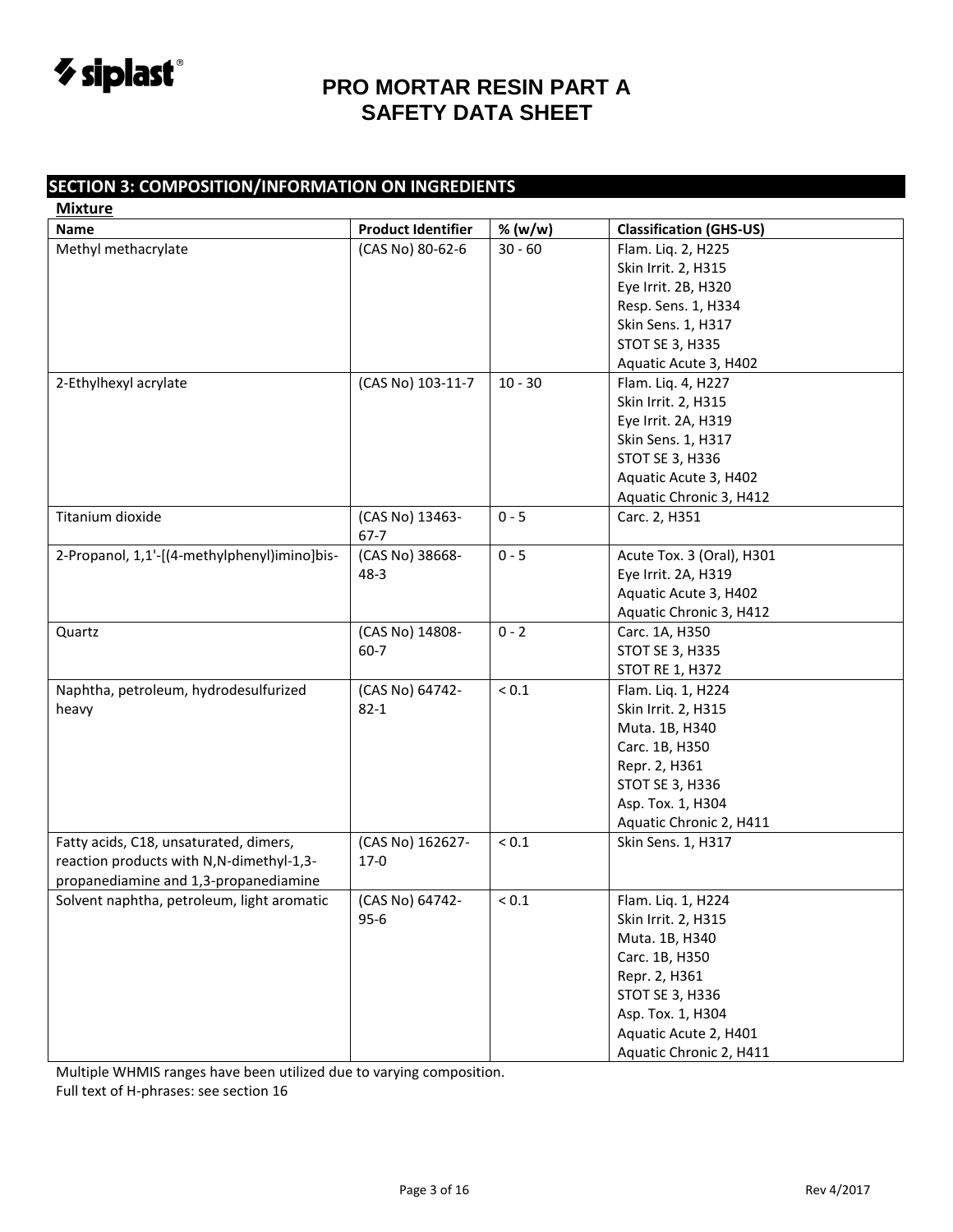## SECTION 3: COMPOSITION/INFORMATION ON INGREDIENTS

**Mixture**

| Name | Product Identifier | % (w/w) | Classification (GHS-US) |
|---|---|---|---|
| Methyl methacrylate | (CAS No) 80-62-6 | 30 - 60 | Flam. Liq. 2, H225<br>Skin Irrit. 2, H315<br>Eye Irrit. 2B, H320<br>Resp. Sens. 1, H334<br>Skin Sens. 1, H317<br>STOT SE 3, H335<br>Aquatic Acute 3, H402 |
| 2-Ethylhexyl acrylate | (CAS No) 103-11-7 | 10 - 30 | Flam. Liq. 4, H227<br>Skin Irrit. 2, H315<br>Eye Irrit. 2A, H319<br>Skin Sens. 1, H317<br>STOT SE 3, H336<br>Aquatic Acute 3, H402<br>Aquatic Chronic 3, H412 |
| Titanium dioxide | (CAS No) 13463-67-7 | 0 - 5 | Carc. 2, H351 |
| 2-Propanol, 1,1'-[(4-methylphenyl)imino]bis- | (CAS No) 38668-48-3 | 0 - 5 | Acute Tox. 3 (Oral), H301<br>Eye Irrit. 2A, H319<br>Aquatic Acute 3, H402<br>Aquatic Chronic 3, H412 |
| Quartz | (CAS No) 14808-60-7 | 0 - 2 | Carc. 1A, H350<br>STOT SE 3, H335<br>STOT RE 1, H372 |
| Naphtha, petroleum, hydrodesulfurized heavy | (CAS No) 64742-82-1 | < 0.1 | Flam. Liq. 1, H224<br>Skin Irrit. 2, H315<br>Muta. 1B, H340<br>Carc. 1B, H350<br>Repr. 2, H361<br>STOT SE 3, H336<br>Asp. Tox. 1, H304<br>Aquatic Chronic 2, H411 |
| Fatty acids, C18, unsaturated, dimers, reaction products with N,N-dimethyl-1,3-propanediamine and 1,3-propanediamine | (CAS No) 162627-17-0 | < 0.1 | Skin Sens. 1, H317 |
| Solvent naphtha, petroleum, light aromatic | (CAS No) 64742-95-6 | < 0.1 | Flam. Liq. 1, H224<br>Skin Irrit. 2, H315<br>Muta. 1B, H340<br>Carc. 1B, H350<br>Repr. 2, H361<br>STOT SE 3, H336<br>Asp. Tox. 1, H304<br>Aquatic Acute 2, H401<br>Aquatic Chronic 2, H411 |

Multiple WHMIS ranges have been utilized due to varying composition.

Full text of H-phrases: see section 16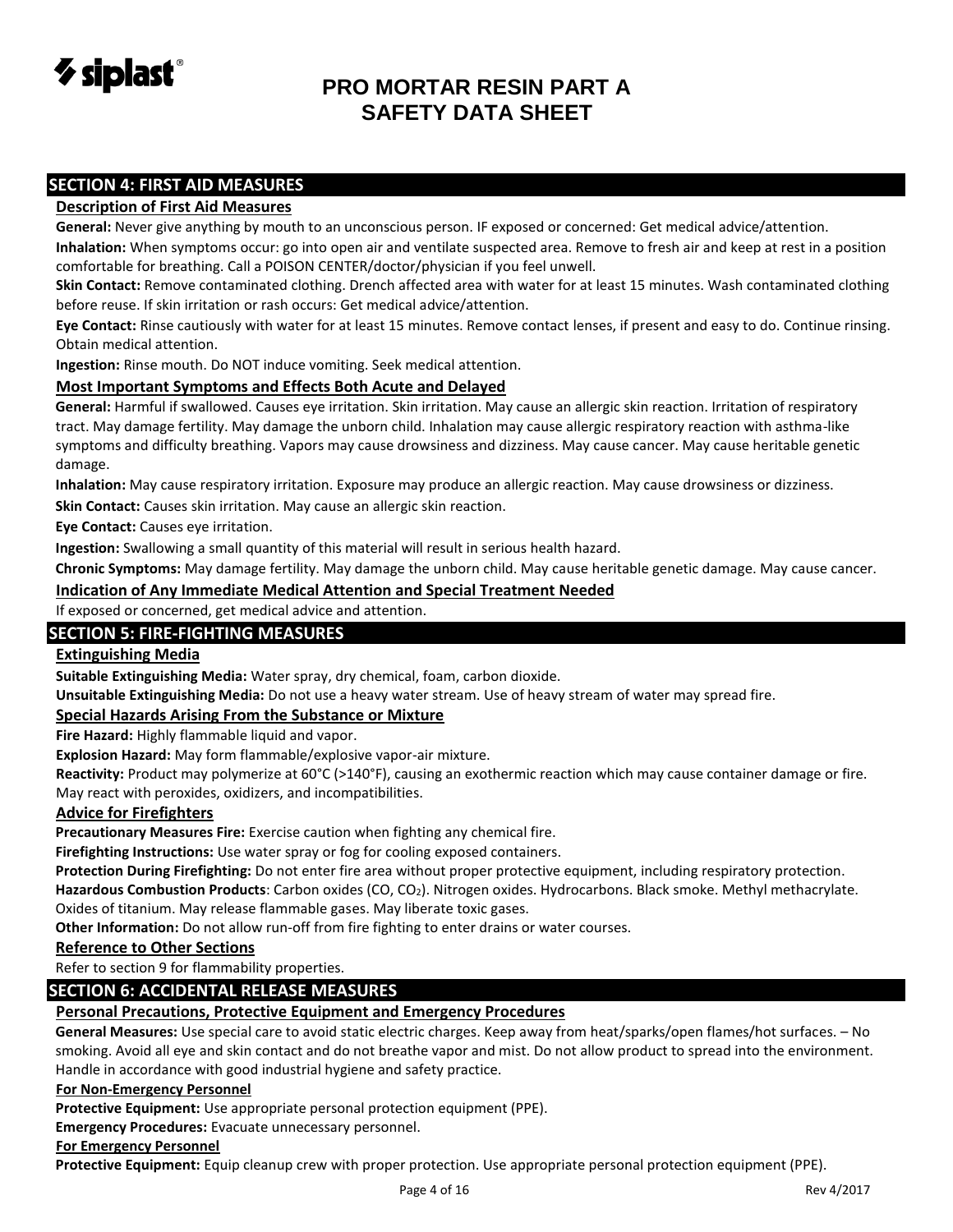## SECTION 4: FIRST AID MEASURES

### Description of First Aid Measures

**General:** Never give anything by mouth to an unconscious person. IF exposed or concerned: Get medical advice/attention.

**Inhalation:** When symptoms occur: go into open air and ventilate suspected area. Remove to fresh air and keep at rest in a position comfortable for breathing. Call a POISON CENTER/doctor/physician if you feel unwell.

**Skin Contact:** Remove contaminated clothing. Drench affected area with water for at least 15 minutes. Wash contaminated clothing before reuse. If skin irritation or rash occurs: Get medical advice/attention.

**Eye Contact:** Rinse cautiously with water for at least 15 minutes. Remove contact lenses, if present and easy to do. Continue rinsing. Obtain medical attention.

**Ingestion:** Rinse mouth. Do NOT induce vomiting. Seek medical attention.

### Most Important Symptoms and Effects Both Acute and Delayed

**General:** Harmful if swallowed. Causes eye irritation. Skin irritation. May cause an allergic skin reaction. Irritation of respiratory tract. May damage fertility. May damage the unborn child. Inhalation may cause allergic respiratory reaction with asthma-like symptoms and difficulty breathing. Vapors may cause drowsiness and dizziness. May cause cancer. May cause heritable genetic damage.

**Inhalation:** May cause respiratory irritation. Exposure may produce an allergic reaction. May cause drowsiness or dizziness.

**Skin Contact:** Causes skin irritation. May cause an allergic skin reaction.

**Eye Contact:** Causes eye irritation.

**Ingestion:** Swallowing a small quantity of this material will result in serious health hazard.

**Chronic Symptoms:** May damage fertility. May damage the unborn child. May cause heritable genetic damage. May cause cancer.

### Indication of Any Immediate Medical Attention and Special Treatment Needed

If exposed or concerned, get medical advice and attention.

## SECTION 5: FIRE-FIGHTING MEASURES

### Extinguishing Media

**Suitable Extinguishing Media:** Water spray, dry chemical, foam, carbon dioxide.

**Unsuitable Extinguishing Media:** Do not use a heavy water stream. Use of heavy stream of water may spread fire.

### Special Hazards Arising From the Substance or Mixture

**Fire Hazard:** Highly flammable liquid and vapor.

**Explosion Hazard:** May form flammable/explosive vapor-air mixture.

**Reactivity:** Product may polymerize at 60°C (>140°F), causing an exothermic reaction which may cause container damage or fire. May react with peroxides, oxidizers, and incompatibilities.

### Advice for Firefighters

**Precautionary Measures Fire:** Exercise caution when fighting any chemical fire.

**Firefighting Instructions:** Use water spray or fog for cooling exposed containers.

**Protection During Firefighting:** Do not enter fire area without proper protective equipment, including respiratory protection.

**Hazardous Combustion Products**: Carbon oxides (CO, $CO_2$). Nitrogen oxides. Hydrocarbons. Black smoke. Methyl methacrylate. Oxides of titanium. May release flammable gases. May liberate toxic gases.

**Other Information:** Do not allow run-off from fire fighting to enter drains or water courses.

### Reference to Other Sections

Refer to section 9 for flammability properties.

## SECTION 6: ACCIDENTAL RELEASE MEASURES

### Personal Precautions, Protective Equipment and Emergency Procedures

**General Measures:** Use special care to avoid static electric charges. Keep away from heat/sparks/open flames/hot surfaces. – No smoking. Avoid all eye and skin contact and do not breathe vapor and mist. Do not allow product to spread into the environment. Handle in accordance with good industrial hygiene and safety practice.

**For Non-Emergency Personnel**

**Protective Equipment:** Use appropriate personal protection equipment (PPE).

**Emergency Procedures:** Evacuate unnecessary personnel.

**For Emergency Personnel**

**Protective Equipment:** Equip cleanup crew with proper protection. Use appropriate personal protection equipment (PPE).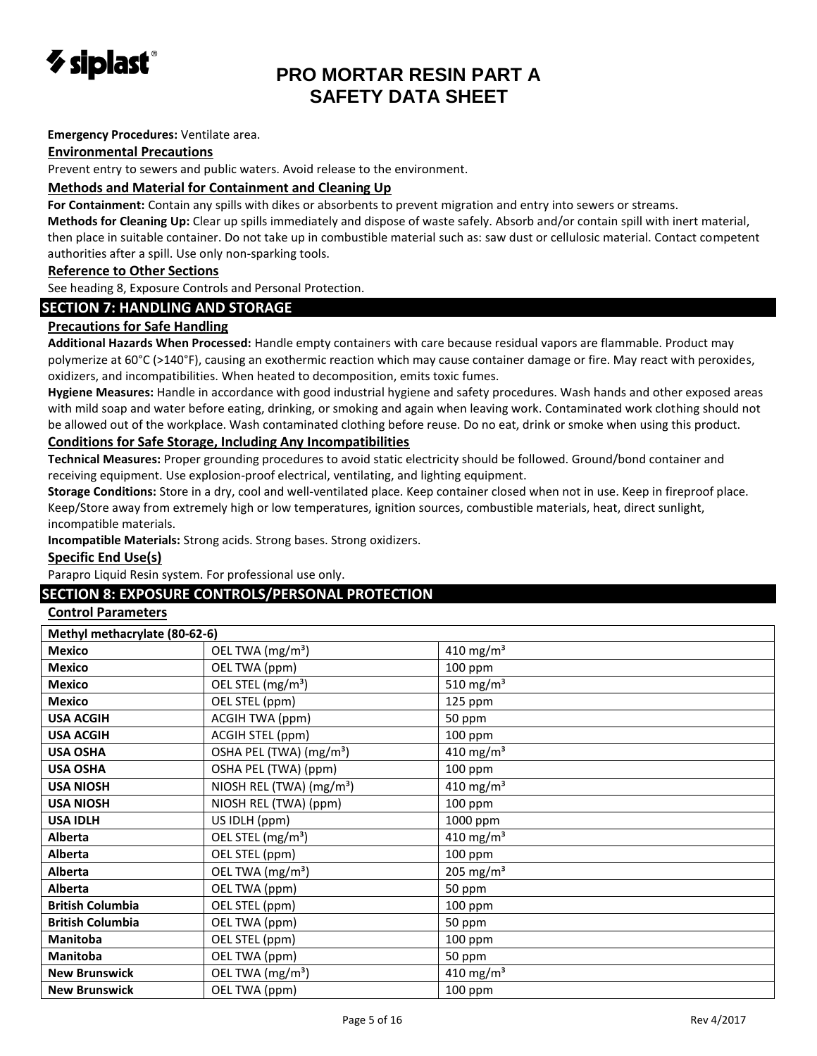**Emergency Procedures:** Ventilate area.

### Environmental Precautions

Prevent entry to sewers and public waters. Avoid release to the environment.

### Methods and Material for Containment and Cleaning Up

**For Containment:** Contain any spills with dikes or absorbents to prevent migration and entry into sewers or streams.

**Methods for Cleaning Up:** Clear up spills immediately and dispose of waste safely. Absorb and/or contain spill with inert material, then place in suitable container. Do not take up in combustible material such as: saw dust or cellulosic material. Contact competent authorities after a spill. Use only non-sparking tools.

### Reference to Other Sections

See heading 8, Exposure Controls and Personal Protection.

## SECTION 7: HANDLING AND STORAGE

### Precautions for Safe Handling

**Additional Hazards When Processed:** Handle empty containers with care because residual vapors are flammable. Product may polymerize at 60°C (>140°F), causing an exothermic reaction which may cause container damage or fire. May react with peroxides, oxidizers, and incompatibilities. When heated to decomposition, emits toxic fumes.

**Hygiene Measures:** Handle in accordance with good industrial hygiene and safety procedures. Wash hands and other exposed areas with mild soap and water before eating, drinking, or smoking and again when leaving work. Contaminated work clothing should not be allowed out of the workplace. Wash contaminated clothing before reuse. Do no eat, drink or smoke when using this product.

### Conditions for Safe Storage, Including Any Incompatibilities

**Technical Measures:** Proper grounding procedures to avoid static electricity should be followed. Ground/bond container and receiving equipment. Use explosion-proof electrical, ventilating, and lighting equipment.

**Storage Conditions:** Store in a dry, cool and well-ventilated place. Keep container closed when not in use. Keep in fireproof place. Keep/Store away from extremely high or low temperatures, ignition sources, combustible materials, heat, direct sunlight, incompatible materials.

**Incompatible Materials:** Strong acids. Strong bases. Strong oxidizers.

### Specific End Use(s)

Parapro Liquid Resin system. For professional use only.

## SECTION 8: EXPOSURE CONTROLS/PERSONAL PROTECTION

### Control Parameters

| Methyl methacrylate (80-62-6) | | |
|---|---|---|
| **Mexico** | OEL TWA (mg/m³) | 410 mg/m³ |
| **Mexico** | OEL TWA (ppm) | 100 ppm |
| **Mexico** | OEL STEL (mg/m³) | 510 mg/m³ |
| **Mexico** | OEL STEL (ppm) | 125 ppm |
| **USA ACGIH** | ACGIH TWA (ppm) | 50 ppm |
| **USA ACGIH** | ACGIH STEL (ppm) | 100 ppm |
| **USA OSHA** | OSHA PEL (TWA) (mg/m³) | 410 mg/m³ |
| **USA OSHA** | OSHA PEL (TWA) (ppm) | 100 ppm |
| **USA NIOSH** | NIOSH REL (TWA) (mg/m³) | 410 mg/m³ |
| **USA NIOSH** | NIOSH REL (TWA) (ppm) | 100 ppm |
| **USA IDLH** | US IDLH (ppm) | 1000 ppm |
| **Alberta** | OEL STEL (mg/m³) | 410 mg/m³ |
| **Alberta** | OEL STEL (ppm) | 100 ppm |
| **Alberta** | OEL TWA (mg/m³) | 205 mg/m³ |
| **Alberta** | OEL TWA (ppm) | 50 ppm |
| **British Columbia** | OEL STEL (ppm) | 100 ppm |
| **British Columbia** | OEL TWA (ppm) | 50 ppm |
| **Manitoba** | OEL STEL (ppm) | 100 ppm |
| **Manitoba** | OEL TWA (ppm) | 50 ppm |
| **New Brunswick** | OEL TWA (mg/m³) | 410 mg/m³ |
| **New Brunswick** | OEL TWA (ppm) | 100 ppm |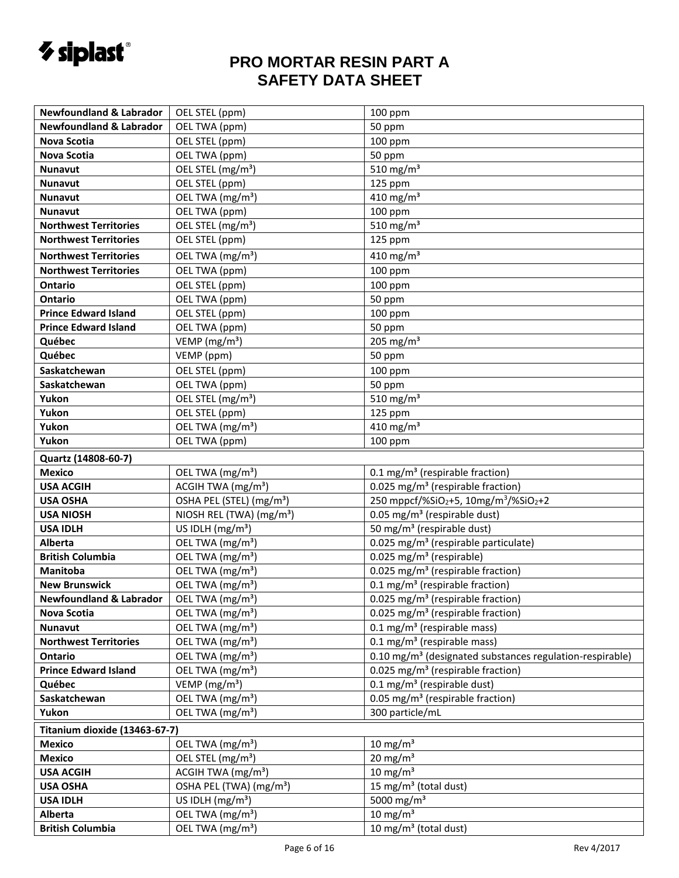| | | |
|---|---|---|
| **Newfoundland & Labrador** | OEL STEL (ppm) | 100 ppm |
| **Newfoundland & Labrador** | OEL TWA (ppm) | 50 ppm |
| **Nova Scotia** | OEL STEL (ppm) | 100 ppm |
| **Nova Scotia** | OEL TWA (ppm) | 50 ppm |
| **Nunavut** | OEL STEL (mg/m³) | 510 mg/m³ |
| **Nunavut** | OEL STEL (ppm) | 125 ppm |
| **Nunavut** | OEL TWA (mg/m³) | 410 mg/m³ |
| **Nunavut** | OEL TWA (ppm) | 100 ppm |
| **Northwest Territories** | OEL STEL (mg/m³) | 510 mg/m³ |
| **Northwest Territories** | OEL STEL (ppm) | 125 ppm |
| **Northwest Territories** | OEL TWA (mg/m³) | 410 mg/m³ |
| **Northwest Territories** | OEL TWA (ppm) | 100 ppm |
| **Ontario** | OEL STEL (ppm) | 100 ppm |
| **Ontario** | OEL TWA (ppm) | 50 ppm |
| **Prince Edward Island** | OEL STEL (ppm) | 100 ppm |
| **Prince Edward Island** | OEL TWA (ppm) | 50 ppm |
| **Québec** | VEMP (mg/m³) | 205 mg/m³ |
| **Québec** | VEMP (ppm) | 50 ppm |
| **Saskatchewan** | OEL STEL (ppm) | 100 ppm |
| **Saskatchewan** | OEL TWA (ppm) | 50 ppm |
| **Yukon** | OEL STEL (mg/m³) | 510 mg/m³ |
| **Yukon** | OEL STEL (ppm) | 125 ppm |
| **Yukon** | OEL TWA (mg/m³) | 410 mg/m³ |
| **Yukon** | OEL TWA (ppm) | 100 ppm |

| **Quartz (14808-60-7)** | | |
|---|---|---|
| **Mexico** | OEL TWA (mg/m³) | 0.1 mg/m³ (respirable fraction) |
| **USA ACGIH** | ACGIH TWA (mg/m³) | 0.025 mg/m³ (respirable fraction) |
| **USA OSHA** | OSHA PEL (STEL) (mg/m³) | 250 mppcf/%$SiO_2$+5, 10mg/m³/%$SiO_2$+2 |
| **USA NIOSH** | NIOSH REL (TWA) (mg/m³) | 0.05 mg/m³ (respirable dust) |
| **USA IDLH** | US IDLH (mg/m³) | 50 mg/m³ (respirable dust) |
| **Alberta** | OEL TWA (mg/m³) | 0.025 mg/m³ (respirable particulate) |
| **British Columbia** | OEL TWA (mg/m³) | 0.025 mg/m³ (respirable) |
| **Manitoba** | OEL TWA (mg/m³) | 0.025 mg/m³ (respirable fraction) |
| **New Brunswick** | OEL TWA (mg/m³) | 0.1 mg/m³ (respirable fraction) |
| **Newfoundland & Labrador** | OEL TWA (mg/m³) | 0.025 mg/m³ (respirable fraction) |
| **Nova Scotia** | OEL TWA (mg/m³) | 0.025 mg/m³ (respirable fraction) |
| **Nunavut** | OEL TWA (mg/m³) | 0.1 mg/m³ (respirable mass) |
| **Northwest Territories** | OEL TWA (mg/m³) | 0.1 mg/m³ (respirable mass) |
| **Ontario** | OEL TWA (mg/m³) | 0.10 mg/m³ (designated substances regulation-respirable) |
| **Prince Edward Island** | OEL TWA (mg/m³) | 0.025 mg/m³ (respirable fraction) |
| **Québec** | VEMP (mg/m³) | 0.1 mg/m³ (respirable dust) |
| **Saskatchewan** | OEL TWA (mg/m³) | 0.05 mg/m³ (respirable fraction) |
| **Yukon** | OEL TWA (mg/m³) | 300 particle/mL |

| **Titanium dioxide (13463-67-7)** | | |
|---|---|---|
| **Mexico** | OEL TWA (mg/m³) | 10 mg/m³ |
| **Mexico** | OEL STEL (mg/m³) | 20 mg/m³ |
| **USA ACGIH** | ACGIH TWA (mg/m³) | 10 mg/m³ |
| **USA OSHA** | OSHA PEL (TWA) (mg/m³) | 15 mg/m³ (total dust) |
| **USA IDLH** | US IDLH (mg/m³) | 5000 mg/m³ |
| **Alberta** | OEL TWA (mg/m³) | 10 mg/m³ |
| **British Columbia** | OEL TWA (mg/m³) | 10 mg/m³ (total dust) |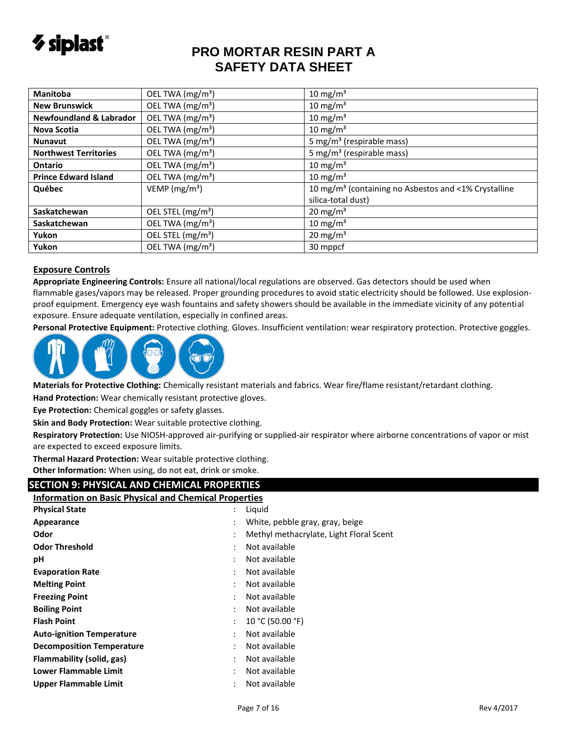| Manitoba | OEL TWA (mg/m³) | 10 mg/m³ |
|---|---|---|
| New Brunswick | OEL TWA (mg/m³) | 10 mg/m³ |
| Newfoundland & Labrador | OEL TWA (mg/m³) | 10 mg/m³ |
| Nova Scotia | OEL TWA (mg/m³) | 10 mg/m³ |
| Nunavut | OEL TWA (mg/m³) | 5 mg/m³ (respirable mass) |
| Northwest Territories | OEL TWA (mg/m³) | 5 mg/m³ (respirable mass) |
| Ontario | OEL TWA (mg/m³) | 10 mg/m³ |
| Prince Edward Island | OEL TWA (mg/m³) | 10 mg/m³ |
| Québec | VEMP (mg/m³) | 10 mg/m³ (containing no Asbestos and <1% Crystalline silica-total dust) |
| Saskatchewan | OEL STEL (mg/m³) | 20 mg/m³ |
| Saskatchewan | OEL TWA (mg/m³) | 10 mg/m³ |
| Yukon | OEL STEL (mg/m³) | 20 mg/m³ |
| Yukon | OEL TWA (mg/m³) | 30 mppcf |

### Exposure Controls

**Appropriate Engineering Controls:** Ensure all national/local regulations are observed. Gas detectors should be used when flammable gases/vapors may be released. Proper grounding procedures to avoid static electricity should be followed. Use explosion-proof equipment. Emergency eye wash fountains and safety showers should be available in the immediate vicinity of any potential exposure. Ensure adequate ventilation, especially in confined areas.

**Personal Protective Equipment:** Protective clothing. Gloves. Insufficient ventilation: wear respiratory protection. Protective goggles.

**Materials for Protective Clothing:** Chemically resistant materials and fabrics. Wear fire/flame resistant/retardant clothing.

**Hand Protection:** Wear chemically resistant protective gloves.

**Eye Protection:** Chemical goggles or safety glasses.

**Skin and Body Protection:** Wear suitable protective clothing.

**Respiratory Protection:** Use NIOSH-approved air-purifying or supplied-air respirator where airborne concentrations of vapor or mist are expected to exceed exposure limits.

**Thermal Hazard Protection:** Wear suitable protective clothing.

**Other Information:** When using, do not eat, drink or smoke.

## SECTION 9: PHYSICAL AND CHEMICAL PROPERTIES

### Information on Basic Physical and Chemical Properties

| | | |
|---|---|---|
| **Physical State** | : | Liquid |
| **Appearance** | : | White, pebble gray, gray, beige |
| **Odor** | : | Methyl methacrylate, Light Floral Scent |
| **Odor Threshold** | : | Not available |
| **pH** | : | Not available |
| **Evaporation Rate** | : | Not available |
| **Melting Point** | : | Not available |
| **Freezing Point** | : | Not available |
| **Boiling Point** | : | Not available |
| **Flash Point** | : | 10 °C (50.00 °F) |
| **Auto-ignition Temperature** | : | Not available |
| **Decomposition Temperature** | : | Not available |
| **Flammability (solid, gas)** | : | Not available |
| **Lower Flammable Limit** | : | Not available |
| **Upper Flammable Limit** | : | Not available |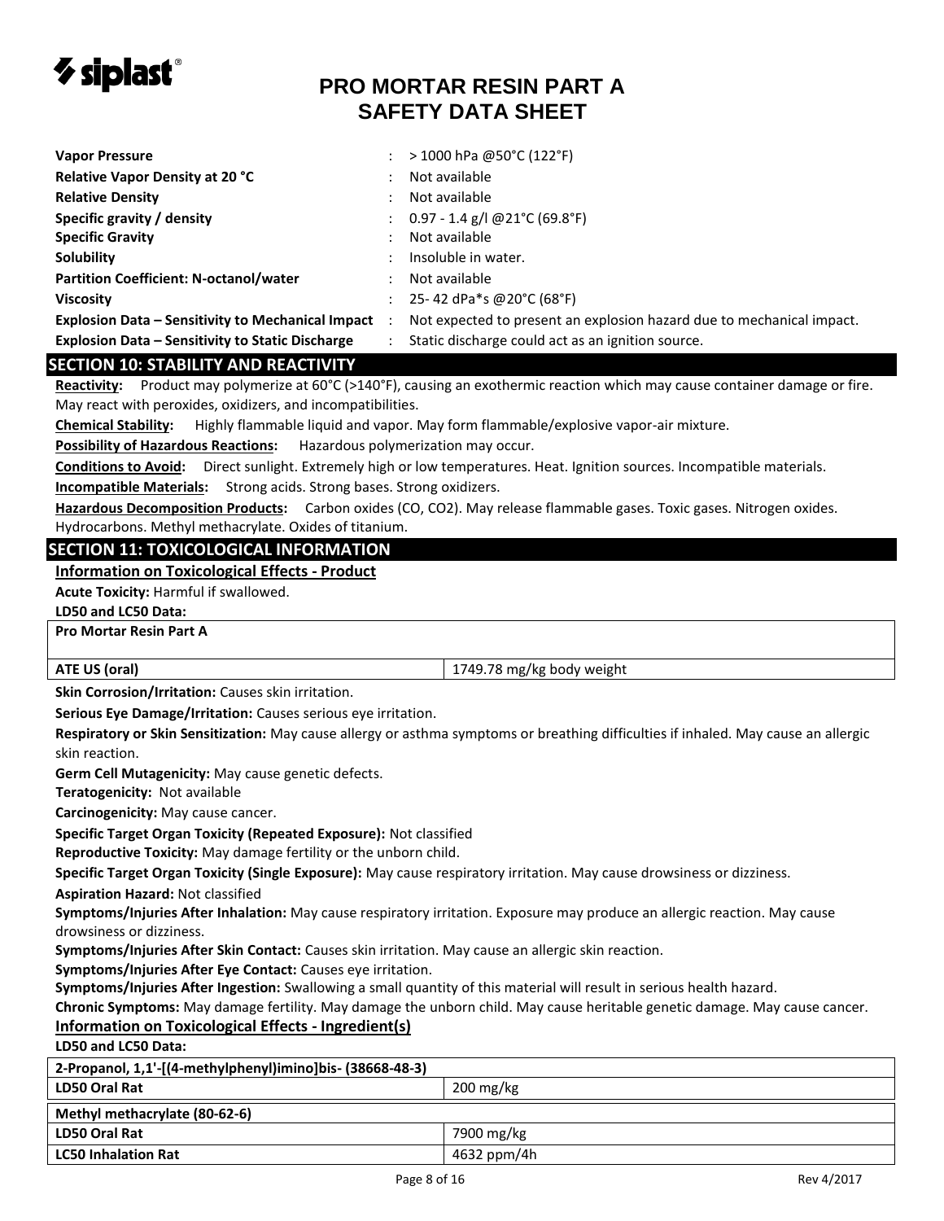| | | |
|---|---|---|
| **Vapor Pressure** | : | > 1000 hPa @50°C (122°F) |
| **Relative Vapor Density at 20 °C** | : | Not available |
| **Relative Density** | : | Not available |
| **Specific gravity / density** | : | 0.97 - 1.4 g/l @21°C (69.8°F) |
| **Specific Gravity** | : | Not available |
| **Solubility** | : | Insoluble in water. |
| **Partition Coefficient: N-octanol/water** | : | Not available |
| **Viscosity** | : | 25- 42 dPa*s @20°C (68°F) |
| **Explosion Data – Sensitivity to Mechanical Impact** | : | Not expected to present an explosion hazard due to mechanical impact. |
| **Explosion Data – Sensitivity to Static Discharge** | : | Static discharge could act as an ignition source. |

## SECTION 10: STABILITY AND REACTIVITY

**Reactivity:** Product may polymerize at 60°C (>140°F), causing an exothermic reaction which may cause container damage or fire. May react with peroxides, oxidizers, and incompatibilities.

**Chemical Stability:** Highly flammable liquid and vapor. May form flammable/explosive vapor-air mixture.

**Possibility of Hazardous Reactions:** Hazardous polymerization may occur.

**Conditions to Avoid:** Direct sunlight. Extremely high or low temperatures. Heat. Ignition sources. Incompatible materials.

**Incompatible Materials:** Strong acids. Strong bases. Strong oxidizers.

**Hazardous Decomposition Products:** Carbon oxides (CO, CO2). May release flammable gases. Toxic gases. Nitrogen oxides. Hydrocarbons. Methyl methacrylate. Oxides of titanium.

## SECTION 11: TOXICOLOGICAL INFORMATION

**Information on Toxicological Effects - Product**

**Acute Toxicity:** Harmful if swallowed.

**LD50 and LC50 Data:**

| Pro Mortar Resin Part A | |
|---|---|
| **ATE US (oral)** | 1749.78 mg/kg body weight |

**Skin Corrosion/Irritation:** Causes skin irritation.

**Serious Eye Damage/Irritation:** Causes serious eye irritation.

**Respiratory or Skin Sensitization:** May cause allergy or asthma symptoms or breathing difficulties if inhaled. May cause an allergic skin reaction.

**Germ Cell Mutagenicity:** May cause genetic defects.

**Teratogenicity:** Not available

**Carcinogenicity:** May cause cancer.

**Specific Target Organ Toxicity (Repeated Exposure):** Not classified

**Reproductive Toxicity:** May damage fertility or the unborn child.

**Specific Target Organ Toxicity (Single Exposure):** May cause respiratory irritation. May cause drowsiness or dizziness.

**Aspiration Hazard:** Not classified

**Symptoms/Injuries After Inhalation:** May cause respiratory irritation. Exposure may produce an allergic reaction. May cause drowsiness or dizziness.

**Symptoms/Injuries After Skin Contact:** Causes skin irritation. May cause an allergic skin reaction.

**Symptoms/Injuries After Eye Contact:** Causes eye irritation.

**Symptoms/Injuries After Ingestion:** Swallowing a small quantity of this material will result in serious health hazard.

**Chronic Symptoms:** May damage fertility. May damage the unborn child. May cause heritable genetic damage. May cause cancer.

**Information on Toxicological Effects - Ingredient(s)**

**LD50 and LC50 Data:**

| 2-Propanol, 1,1'-[(4-methylphenyl)imino]bis- (38668-48-3) | |
|---|---|
| **LD50 Oral Rat** | 200 mg/kg |
| **Methyl methacrylate (80-62-6)** | |
| **LD50 Oral Rat** | 7900 mg/kg |
| **LC50 Inhalation Rat** | 4632 ppm/4h |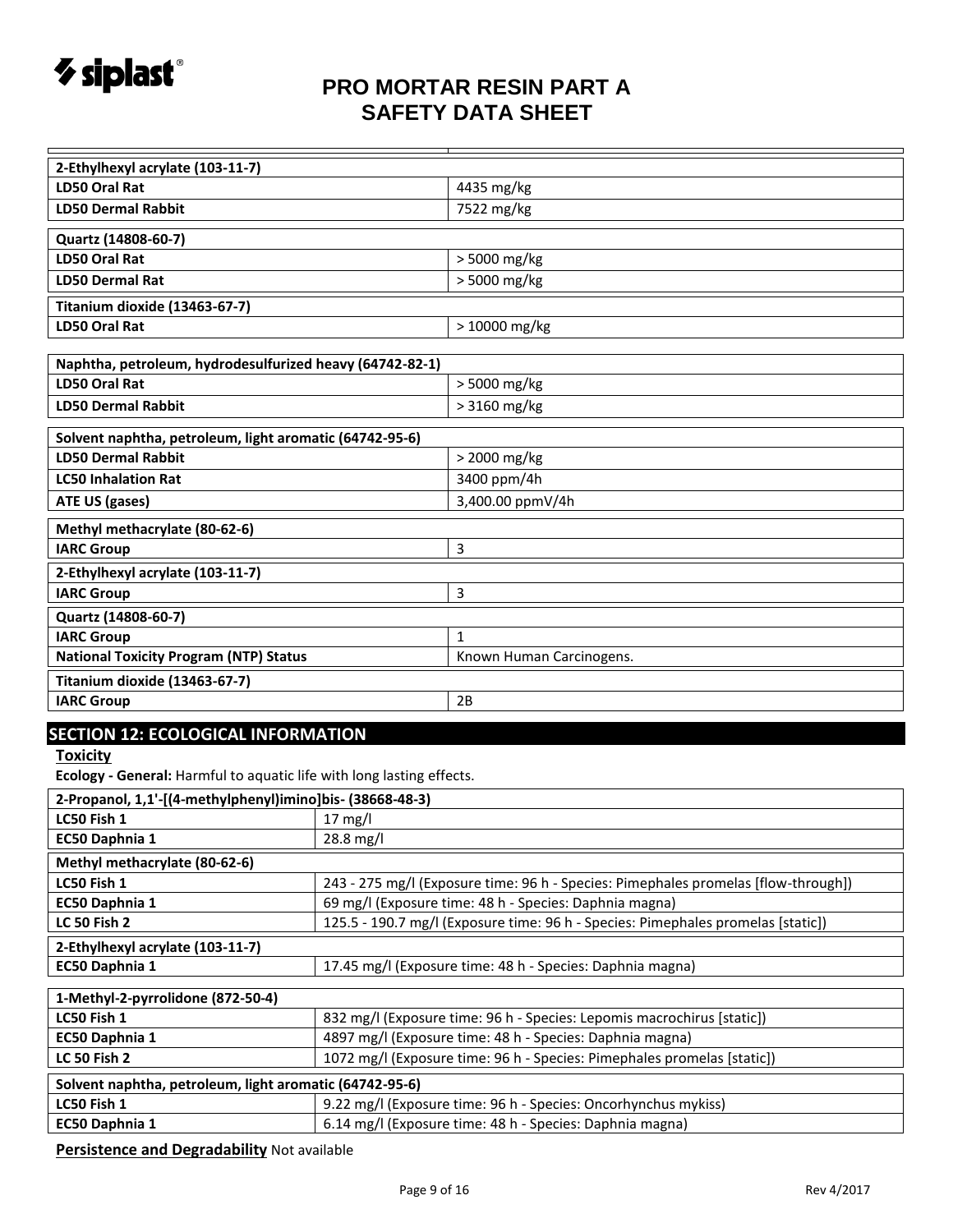| 2-Ethylhexyl acrylate (103-11-7) | |
|---|---|
| **LD50 Oral Rat** | 4435 mg/kg |
| **LD50 Dermal Rabbit** | 7522 mg/kg |

| Quartz (14808-60-7) | |
|---|---|
| **LD50 Oral Rat** | > 5000 mg/kg |
| **LD50 Dermal Rat** | > 5000 mg/kg |

| Titanium dioxide (13463-67-7) | |
|---|---|
| **LD50 Oral Rat** | > 10000 mg/kg |

| Naphtha, petroleum, hydrodesulfurized heavy (64742-82-1) | |
|---|---|
| **LD50 Oral Rat** | > 5000 mg/kg |
| **LD50 Dermal Rabbit** | > 3160 mg/kg |

| Solvent naphtha, petroleum, light aromatic (64742-95-6) | |
|---|---|
| **LD50 Dermal Rabbit** | > 2000 mg/kg |
| **LC50 Inhalation Rat** | 3400 ppm/4h |
| **ATE US (gases)** | 3,400.00 ppmV/4h |

| Methyl methacrylate (80-62-6) | |
|---|---|
| **IARC Group** | 3 |

| 2-Ethylhexyl acrylate (103-11-7) | |
|---|---|
| **IARC Group** | 3 |

| Quartz (14808-60-7) | |
|---|---|
| **IARC Group** | 1 |
| **National Toxicity Program (NTP) Status** | Known Human Carcinogens. |

| Titanium dioxide (13463-67-7) | |
|---|---|
| **IARC Group** | 2B |

## SECTION 12: ECOLOGICAL INFORMATION

**Toxicity**

**Ecology - General:** Harmful to aquatic life with long lasting effects.

| 2-Propanol, 1,1'-[(4-methylphenyl)imino]bis- (38668-48-3) | |
|---|---|
| **LC50 Fish 1** | 17 mg/l |
| **EC50 Daphnia 1** | 28.8 mg/l |

| Methyl methacrylate (80-62-6) | |
|---|---|
| **LC50 Fish 1** | 243 - 275 mg/l (Exposure time: 96 h - Species: Pimephales promelas [flow-through]) |
| **EC50 Daphnia 1** | 69 mg/l (Exposure time: 48 h - Species: Daphnia magna) |
| **LC 50 Fish 2** | 125.5 - 190.7 mg/l (Exposure time: 96 h - Species: Pimephales promelas [static]) |

| 2-Ethylhexyl acrylate (103-11-7) | |
|---|---|
| **EC50 Daphnia 1** | 17.45 mg/l (Exposure time: 48 h - Species: Daphnia magna) |

| 1-Methyl-2-pyrrolidone (872-50-4) | |
|---|---|
| **LC50 Fish 1** | 832 mg/l (Exposure time: 96 h - Species: Lepomis macrochirus [static]) |
| **EC50 Daphnia 1** | 4897 mg/l (Exposure time: 48 h - Species: Daphnia magna) |
| **LC 50 Fish 2** | 1072 mg/l (Exposure time: 96 h - Species: Pimephales promelas [static]) |

| Solvent naphtha, petroleum, light aromatic (64742-95-6) | |
|---|---|
| **LC50 Fish 1** | 9.22 mg/l (Exposure time: 96 h - Species: Oncorhynchus mykiss) |
| **EC50 Daphnia 1** | 6.14 mg/l (Exposure time: 48 h - Species: Daphnia magna) |

**Persistence and Degradability** Not available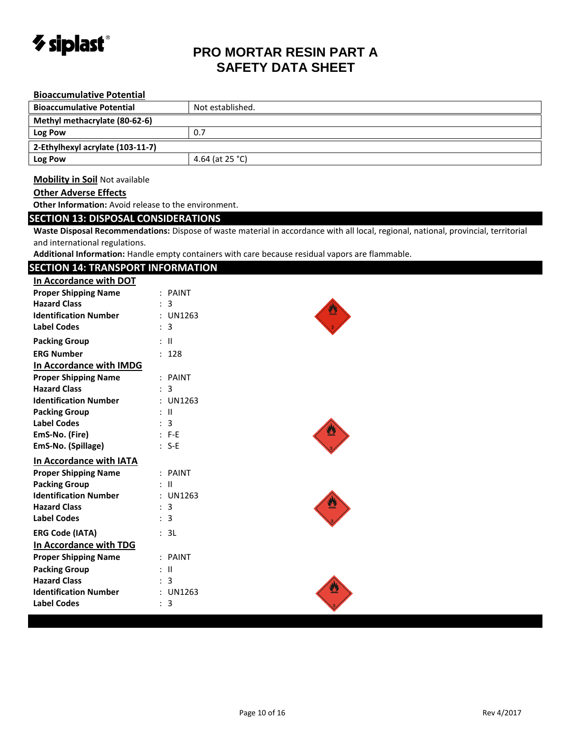#### Bioaccumulative Potential

| Bioaccumulative Potential | Not established. |
|---|---|
| **Methyl methacrylate (80-62-6)** | |
| Log Pow | 0.7 |
| **2-Ethylhexyl acrylate (103-11-7)** | |
| Log Pow | 4.64 (at 25 °C) |

**Mobility in Soil** Not available

**Other Adverse Effects**

**Other Information:** Avoid release to the environment.

## SECTION 13: DISPOSAL CONSIDERATIONS

**Waste Disposal Recommendations:** Dispose of waste material in accordance with all local, regional, national, provincial, territorial and international regulations.

**Additional Information:** Handle empty containers with care because residual vapors are flammable.

## SECTION 14: TRANSPORT INFORMATION

**In Accordance with DOT**

**Proper Shipping Name** : PAINT
**Hazard Class** : 3
**Identification Number** : UN1263
**Label Codes** : 3
**Packing Group** : II
**ERG Number** : 128

**In Accordance with IMDG**

**Proper Shipping Name** : PAINT
**Hazard Class** : 3
**Identification Number** : UN1263
**Packing Group** : II
**Label Codes** : 3
**EmS-No. (Fire)** : F-E
**EmS-No. (Spillage)** : S-E

**In Accordance with IATA**

**Proper Shipping Name** : PAINT
**Packing Group** : II
**Identification Number** : UN1263
**Hazard Class** : 3
**Label Codes** : 3
**ERG Code (IATA)** : 3L

**In Accordance with TDG**

**Proper Shipping Name** : PAINT
**Packing Group** : II
**Hazard Class** : 3
**Identification Number** : UN1263
**Label Codes** : 3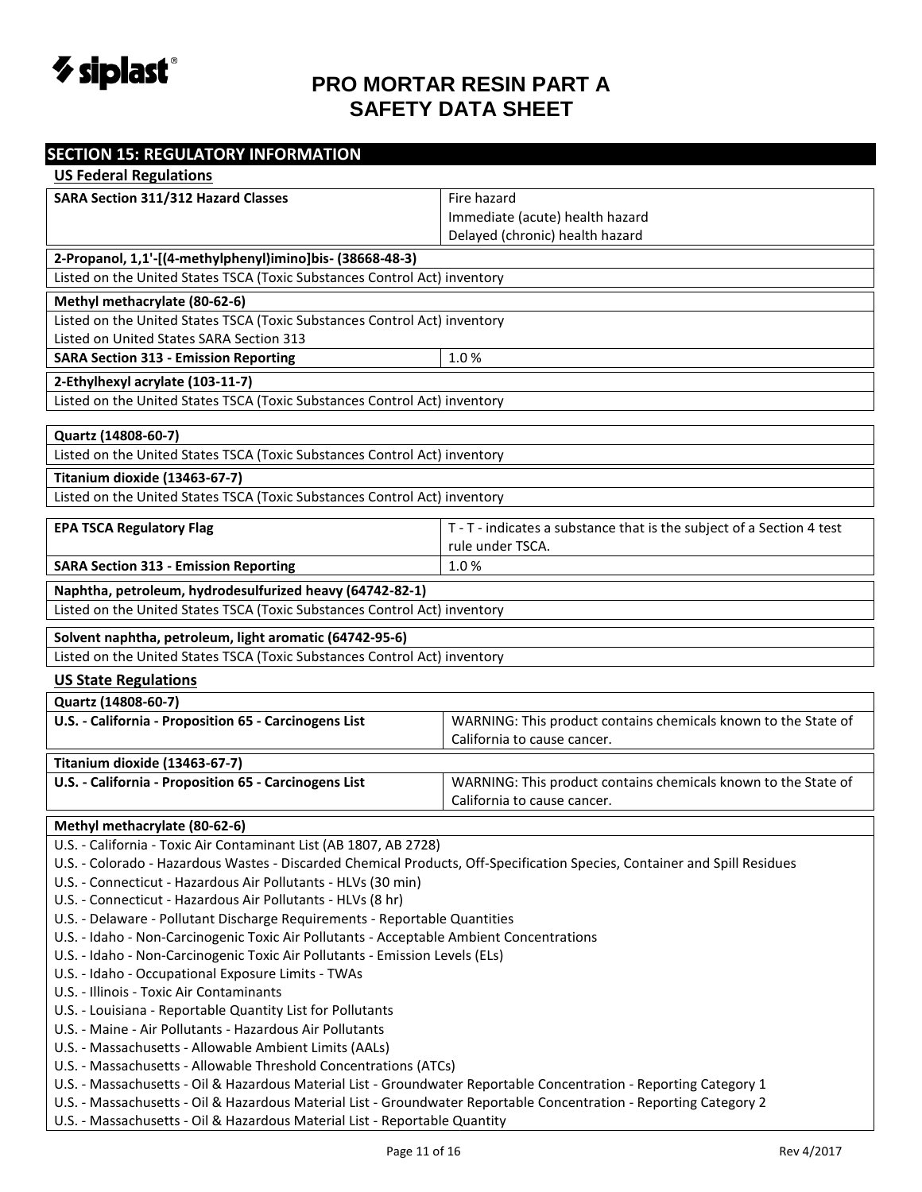## SECTION 15: REGULATORY INFORMATION

### US Federal Regulations

| SARA Section 311/312 Hazard Classes | Fire hazard<br>Immediate (acute) health hazard<br>Delayed (chronic) health hazard |
|---|---|

**2-Propanol, 1,1'-[(4-methylphenyl)imino]bis- (38668-48-3)**

Listed on the United States TSCA (Toxic Substances Control Act) inventory

**Methyl methacrylate (80-62-6)**

Listed on the United States TSCA (Toxic Substances Control Act) inventory
Listed on United States SARA Section 313

| SARA Section 313 - Emission Reporting | 1.0 % |
|---|---|

**2-Ethylhexyl acrylate (103-11-7)**

Listed on the United States TSCA (Toxic Substances Control Act) inventory

**Quartz (14808-60-7)**

Listed on the United States TSCA (Toxic Substances Control Act) inventory

**Titanium dioxide (13463-67-7)**

Listed on the United States TSCA (Toxic Substances Control Act) inventory

| EPA TSCA Regulatory Flag | T - T - indicates a substance that is the subject of a Section 4 test rule under TSCA. |
|---|---|
| SARA Section 313 - Emission Reporting | 1.0 % |

**Naphtha, petroleum, hydrodesulfurized heavy (64742-82-1)**

Listed on the United States TSCA (Toxic Substances Control Act) inventory

**Solvent naphtha, petroleum, light aromatic (64742-95-6)**

Listed on the United States TSCA (Toxic Substances Control Act) inventory

### US State Regulations

**Quartz (14808-60-7)**

| U.S. - California - Proposition 65 - Carcinogens List | WARNING: This product contains chemicals known to the State of California to cause cancer. |
|---|---|

**Titanium dioxide (13463-67-7)**

| U.S. - California - Proposition 65 - Carcinogens List | WARNING: This product contains chemicals known to the State of California to cause cancer. |
|---|---|

**Methyl methacrylate (80-62-6)**

U.S. - California - Toxic Air Contaminant List (AB 1807, AB 2728)
U.S. - Colorado - Hazardous Wastes - Discarded Chemical Products, Off-Specification Species, Container and Spill Residues
U.S. - Connecticut - Hazardous Air Pollutants - HLVs (30 min)
U.S. - Connecticut - Hazardous Air Pollutants - HLVs (8 hr)
U.S. - Delaware - Pollutant Discharge Requirements - Reportable Quantities
U.S. - Idaho - Non-Carcinogenic Toxic Air Pollutants - Acceptable Ambient Concentrations
U.S. - Idaho - Non-Carcinogenic Toxic Air Pollutants - Emission Levels (ELs)
U.S. - Idaho - Occupational Exposure Limits - TWAs
U.S. - Illinois - Toxic Air Contaminants
U.S. - Louisiana - Reportable Quantity List for Pollutants
U.S. - Maine - Air Pollutants - Hazardous Air Pollutants
U.S. - Massachusetts - Allowable Ambient Limits (AALs)
U.S. - Massachusetts - Allowable Threshold Concentrations (ATCs)
U.S. - Massachusetts - Oil & Hazardous Material List - Groundwater Reportable Concentration - Reporting Category 1
U.S. - Massachusetts - Oil & Hazardous Material List - Groundwater Reportable Concentration - Reporting Category 2
U.S. - Massachusetts - Oil & Hazardous Material List - Reportable Quantity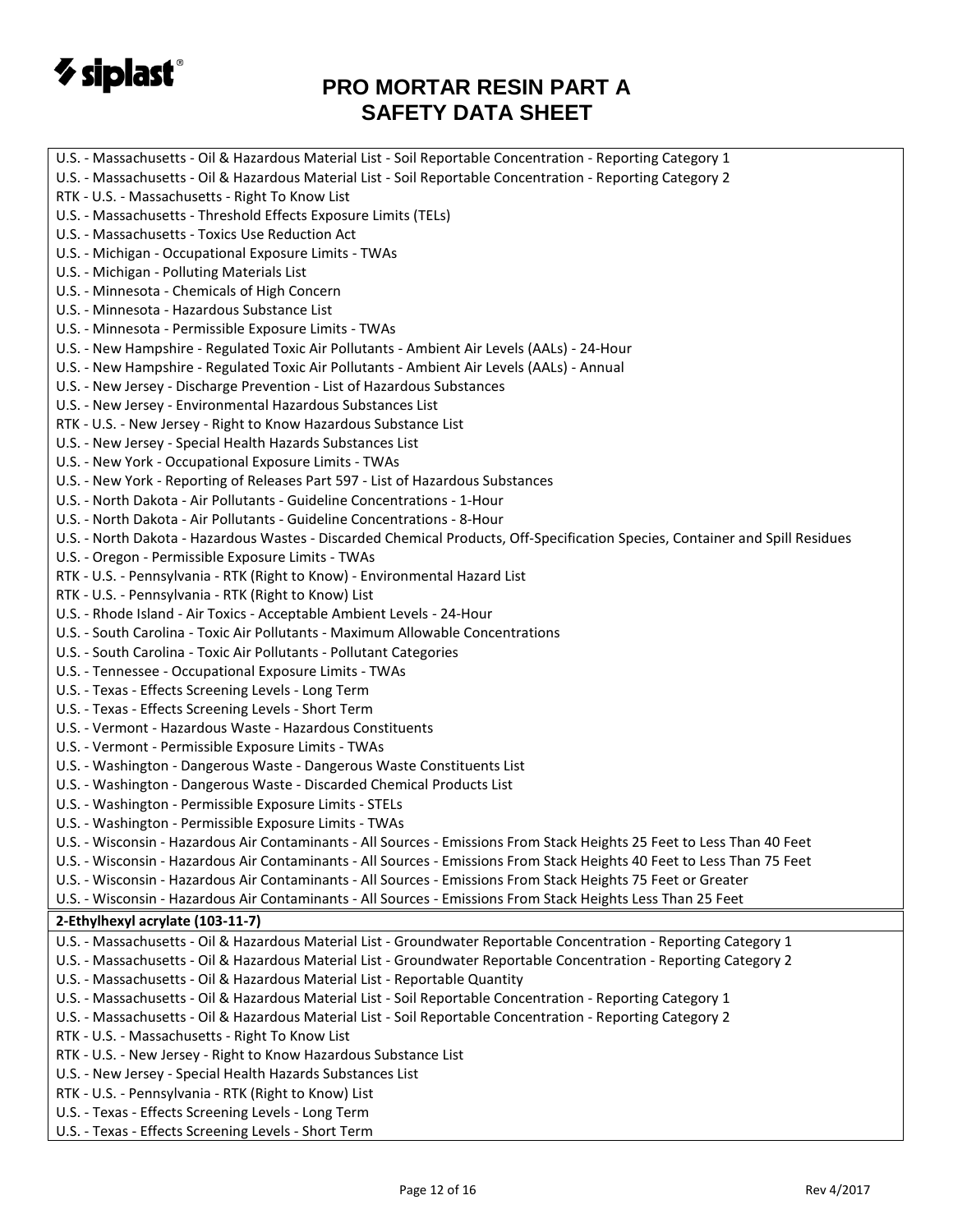U.S. - Massachusetts - Oil & Hazardous Material List - Soil Reportable Concentration - Reporting Category 1
U.S. - Massachusetts - Oil & Hazardous Material List - Soil Reportable Concentration - Reporting Category 2
RTK - U.S. - Massachusetts - Right To Know List
U.S. - Massachusetts - Threshold Effects Exposure Limits (TELs)
U.S. - Massachusetts - Toxics Use Reduction Act
U.S. - Michigan - Occupational Exposure Limits - TWAs
U.S. - Michigan - Polluting Materials List
U.S. - Minnesota - Chemicals of High Concern
U.S. - Minnesota - Hazardous Substance List
U.S. - Minnesota - Permissible Exposure Limits - TWAs
U.S. - New Hampshire - Regulated Toxic Air Pollutants - Ambient Air Levels (AALs) - 24-Hour
U.S. - New Hampshire - Regulated Toxic Air Pollutants - Ambient Air Levels (AALs) - Annual
U.S. - New Jersey - Discharge Prevention - List of Hazardous Substances
U.S. - New Jersey - Environmental Hazardous Substances List
RTK - U.S. - New Jersey - Right to Know Hazardous Substance List
U.S. - New Jersey - Special Health Hazards Substances List
U.S. - New York - Occupational Exposure Limits - TWAs
U.S. - New York - Reporting of Releases Part 597 - List of Hazardous Substances
U.S. - North Dakota - Air Pollutants - Guideline Concentrations - 1-Hour
U.S. - North Dakota - Air Pollutants - Guideline Concentrations - 8-Hour
U.S. - North Dakota - Hazardous Wastes - Discarded Chemical Products, Off-Specification Species, Container and Spill Residues
U.S. - Oregon - Permissible Exposure Limits - TWAs
RTK - U.S. - Pennsylvania - RTK (Right to Know) - Environmental Hazard List
RTK - U.S. - Pennsylvania - RTK (Right to Know) List
U.S. - Rhode Island - Air Toxics - Acceptable Ambient Levels - 24-Hour
U.S. - South Carolina - Toxic Air Pollutants - Maximum Allowable Concentrations
U.S. - South Carolina - Toxic Air Pollutants - Pollutant Categories
U.S. - Tennessee - Occupational Exposure Limits - TWAs
U.S. - Texas - Effects Screening Levels - Long Term
U.S. - Texas - Effects Screening Levels - Short Term
U.S. - Vermont - Hazardous Waste - Hazardous Constituents
U.S. - Vermont - Permissible Exposure Limits - TWAs
U.S. - Washington - Dangerous Waste - Dangerous Waste Constituents List
U.S. - Washington - Dangerous Waste - Discarded Chemical Products List
U.S. - Washington - Permissible Exposure Limits - STELs
U.S. - Washington - Permissible Exposure Limits - TWAs
U.S. - Wisconsin - Hazardous Air Contaminants - All Sources - Emissions From Stack Heights 25 Feet to Less Than 40 Feet
U.S. - Wisconsin - Hazardous Air Contaminants - All Sources - Emissions From Stack Heights 40 Feet to Less Than 75 Feet
U.S. - Wisconsin - Hazardous Air Contaminants - All Sources - Emissions From Stack Heights 75 Feet or Greater
U.S. - Wisconsin - Hazardous Air Contaminants - All Sources - Emissions From Stack Heights Less Than 25 Feet

**2-Ethylhexyl acrylate (103-11-7)**

U.S. - Massachusetts - Oil & Hazardous Material List - Groundwater Reportable Concentration - Reporting Category 1
U.S. - Massachusetts - Oil & Hazardous Material List - Groundwater Reportable Concentration - Reporting Category 2
U.S. - Massachusetts - Oil & Hazardous Material List - Reportable Quantity
U.S. - Massachusetts - Oil & Hazardous Material List - Soil Reportable Concentration - Reporting Category 1
U.S. - Massachusetts - Oil & Hazardous Material List - Soil Reportable Concentration - Reporting Category 2
RTK - U.S. - Massachusetts - Right To Know List
RTK - U.S. - New Jersey - Right to Know Hazardous Substance List
U.S. - New Jersey - Special Health Hazards Substances List
RTK - U.S. - Pennsylvania - RTK (Right to Know) List
U.S. - Texas - Effects Screening Levels - Long Term
U.S. - Texas - Effects Screening Levels - Short Term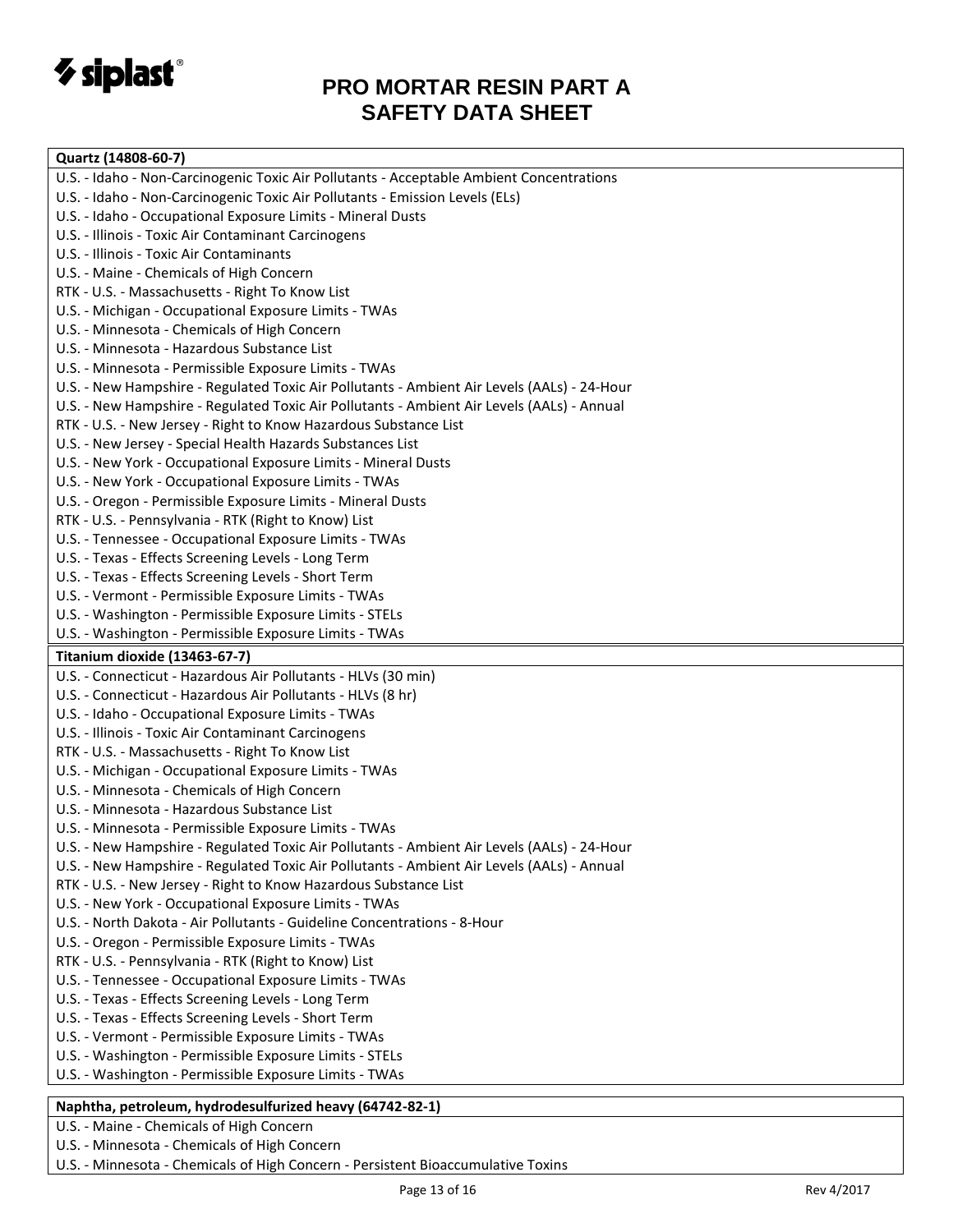| Quartz (14808-60-7) |
|---|
| U.S. - Idaho - Non-Carcinogenic Toxic Air Pollutants - Acceptable Ambient Concentrations |
| U.S. - Idaho - Non-Carcinogenic Toxic Air Pollutants - Emission Levels (ELs) |
| U.S. - Idaho - Occupational Exposure Limits - Mineral Dusts |
| U.S. - Illinois - Toxic Air Contaminant Carcinogens |
| U.S. - Illinois - Toxic Air Contaminants |
| U.S. - Maine - Chemicals of High Concern |
| RTK - U.S. - Massachusetts - Right To Know List |
| U.S. - Michigan - Occupational Exposure Limits - TWAs |
| U.S. - Minnesota - Chemicals of High Concern |
| U.S. - Minnesota - Hazardous Substance List |
| U.S. - Minnesota - Permissible Exposure Limits - TWAs |
| U.S. - New Hampshire - Regulated Toxic Air Pollutants - Ambient Air Levels (AALs) - 24-Hour |
| U.S. - New Hampshire - Regulated Toxic Air Pollutants - Ambient Air Levels (AALs) - Annual |
| RTK - U.S. - New Jersey - Right to Know Hazardous Substance List |
| U.S. - New Jersey - Special Health Hazards Substances List |
| U.S. - New York - Occupational Exposure Limits - Mineral Dusts |
| U.S. - New York - Occupational Exposure Limits - TWAs |
| U.S. - Oregon - Permissible Exposure Limits - Mineral Dusts |
| RTK - U.S. - Pennsylvania - RTK (Right to Know) List |
| U.S. - Tennessee - Occupational Exposure Limits - TWAs |
| U.S. - Texas - Effects Screening Levels - Long Term |
| U.S. - Texas - Effects Screening Levels - Short Term |
| U.S. - Vermont - Permissible Exposure Limits - TWAs |
| U.S. - Washington - Permissible Exposure Limits - STELs |
| U.S. - Washington - Permissible Exposure Limits - TWAs |

| Titanium dioxide (13463-67-7) |
|---|
| U.S. - Connecticut - Hazardous Air Pollutants - HLVs (30 min) |
| U.S. - Connecticut - Hazardous Air Pollutants - HLVs (8 hr) |
| U.S. - Idaho - Occupational Exposure Limits - TWAs |
| U.S. - Illinois - Toxic Air Contaminant Carcinogens |
| RTK - U.S. - Massachusetts - Right To Know List |
| U.S. - Michigan - Occupational Exposure Limits - TWAs |
| U.S. - Minnesota - Chemicals of High Concern |
| U.S. - Minnesota - Hazardous Substance List |
| U.S. - Minnesota - Permissible Exposure Limits - TWAs |
| U.S. - New Hampshire - Regulated Toxic Air Pollutants - Ambient Air Levels (AALs) - 24-Hour |
| U.S. - New Hampshire - Regulated Toxic Air Pollutants - Ambient Air Levels (AALs) - Annual |
| RTK - U.S. - New Jersey - Right to Know Hazardous Substance List |
| U.S. - New York - Occupational Exposure Limits - TWAs |
| U.S. - North Dakota - Air Pollutants - Guideline Concentrations - 8-Hour |
| U.S. - Oregon - Permissible Exposure Limits - TWAs |
| RTK - U.S. - Pennsylvania - RTK (Right to Know) List |
| U.S. - Tennessee - Occupational Exposure Limits - TWAs |
| U.S. - Texas - Effects Screening Levels - Long Term |
| U.S. - Texas - Effects Screening Levels - Short Term |
| U.S. - Vermont - Permissible Exposure Limits - TWAs |
| U.S. - Washington - Permissible Exposure Limits - STELs |
| U.S. - Washington - Permissible Exposure Limits - TWAs |

| Naphtha, petroleum, hydrodesulfurized heavy (64742-82-1) |
|---|
| U.S. - Maine - Chemicals of High Concern |
| U.S. - Minnesota - Chemicals of High Concern |
| U.S. - Minnesota - Chemicals of High Concern - Persistent Bioaccumulative Toxins |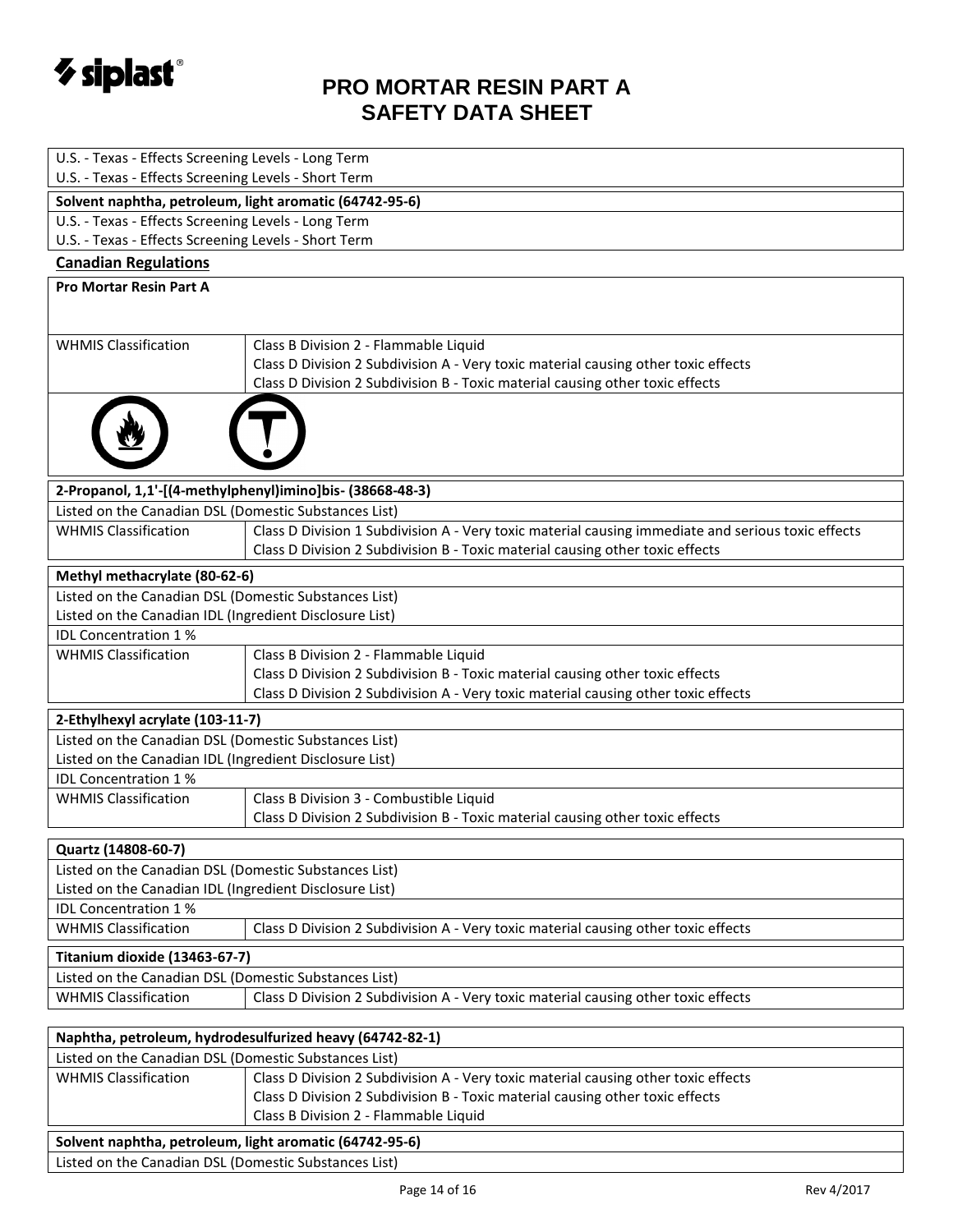U.S. - Texas - Effects Screening Levels - Long Term
U.S. - Texas - Effects Screening Levels - Short Term

**Solvent naphtha, petroleum, light aromatic (64742-95-6)**

U.S. - Texas - Effects Screening Levels - Long Term
U.S. - Texas - Effects Screening Levels - Short Term

## Canadian Regulations

**Pro Mortar Resin Part A**

| WHMIS Classification | Class B Division 2 - Flammable Liquid<br>Class D Division 2 Subdivision A - Very toxic material causing other toxic effects<br>Class D Division 2 Subdivision B - Toxic material causing other toxic effects |
|---|---|

**2-Propanol, 1,1'-[(4-methylphenyl)imino]bis- (38668-48-3)**

Listed on the Canadian DSL (Domestic Substances List)

| WHMIS Classification | Class D Division 1 Subdivision A - Very toxic material causing immediate and serious toxic effects<br>Class D Division 2 Subdivision B - Toxic material causing other toxic effects |
|---|---|

**Methyl methacrylate (80-62-6)**

Listed on the Canadian DSL (Domestic Substances List)
Listed on the Canadian IDL (Ingredient Disclosure List)

IDL Concentration 1 %

| WHMIS Classification | Class B Division 2 - Flammable Liquid<br>Class D Division 2 Subdivision B - Toxic material causing other toxic effects<br>Class D Division 2 Subdivision A - Very toxic material causing other toxic effects |
|---|---|

**2-Ethylhexyl acrylate (103-11-7)**

Listed on the Canadian DSL (Domestic Substances List)
Listed on the Canadian IDL (Ingredient Disclosure List)

IDL Concentration 1 %

| WHMIS Classification | Class B Division 3 - Combustible Liquid<br>Class D Division 2 Subdivision B - Toxic material causing other toxic effects |
|---|---|

**Quartz (14808-60-7)**

Listed on the Canadian DSL (Domestic Substances List)
Listed on the Canadian IDL (Ingredient Disclosure List)

IDL Concentration 1 %

| WHMIS Classification | Class D Division 2 Subdivision A - Very toxic material causing other toxic effects |
|---|---|

**Titanium dioxide (13463-67-7)**

Listed on the Canadian DSL (Domestic Substances List)

| WHMIS Classification | Class D Division 2 Subdivision A - Very toxic material causing other toxic effects |
|---|---|

**Naphtha, petroleum, hydrodesulfurized heavy (64742-82-1)**

Listed on the Canadian DSL (Domestic Substances List)

| WHMIS Classification | Class D Division 2 Subdivision A - Very toxic material causing other toxic effects<br>Class D Division 2 Subdivision B - Toxic material causing other toxic effects<br>Class B Division 2 - Flammable Liquid |
|---|---|

**Solvent naphtha, petroleum, light aromatic (64742-95-6)**

Listed on the Canadian DSL (Domestic Substances List)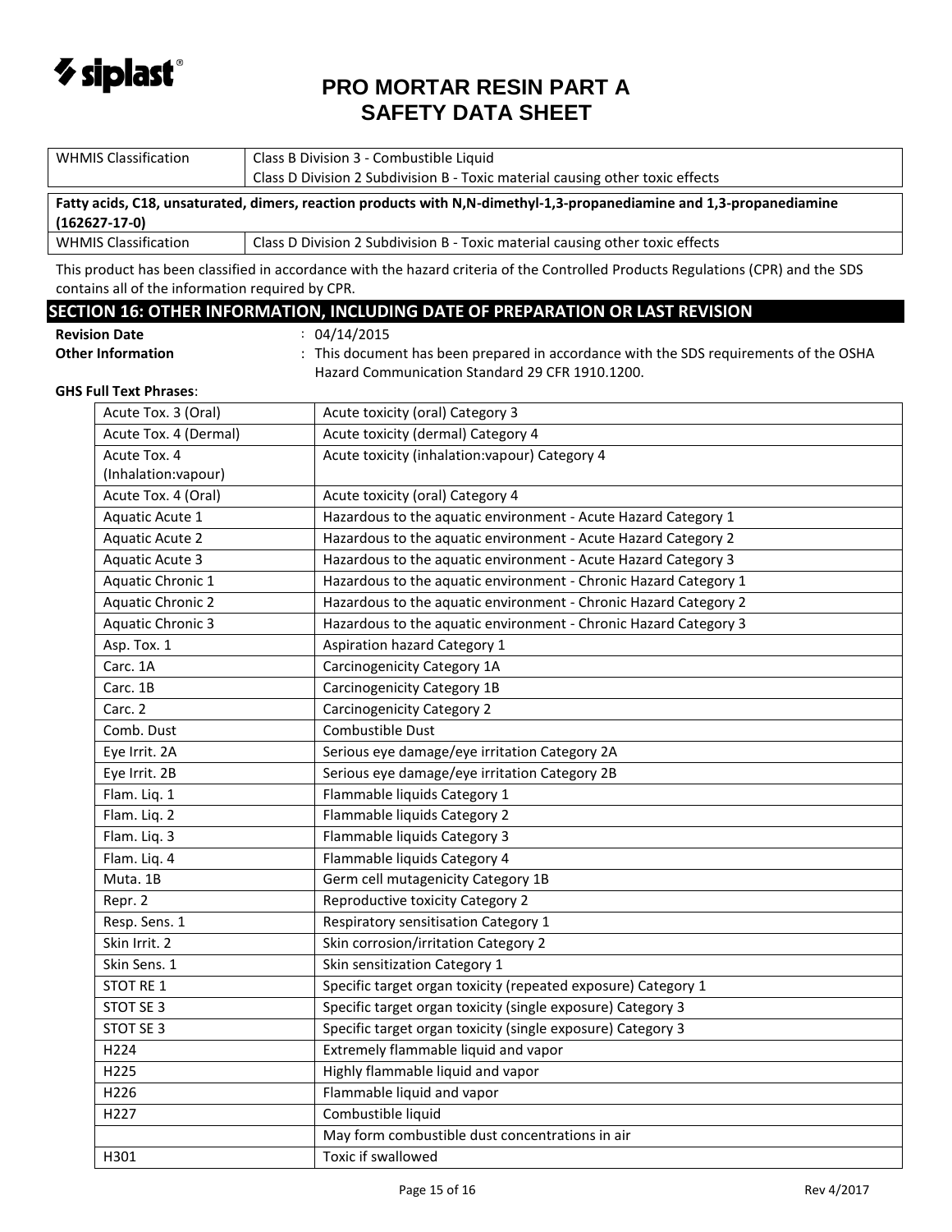| WHMIS Classification | Class B Division 3 - Combustible Liquid<br>Class D Division 2 Subdivision B - Toxic material causing other toxic effects |
|---|---|

**Fatty acids, C18, unsaturated, dimers, reaction products with N,N-dimethyl-1,3-propanediamine and 1,3-propanediamine (162627-17-0)**

| WHMIS Classification | Class D Division 2 Subdivision B - Toxic material causing other toxic effects |
|---|---|

This product has been classified in accordance with the hazard criteria of the Controlled Products Regulations (CPR) and the SDS contains all of the information required by CPR.

## SECTION 16: OTHER INFORMATION, INCLUDING DATE OF PREPARATION OR LAST REVISION

**Revision Date** : 04/14/2015

**Other Information** : This document has been prepared in accordance with the SDS requirements of the OSHA Hazard Communication Standard 29 CFR 1910.1200.

**GHS Full Text Phrases**:

| | |
|---|---|
| Acute Tox. 3 (Oral) | Acute toxicity (oral) Category 3 |
| Acute Tox. 4 (Dermal) | Acute toxicity (dermal) Category 4 |
| Acute Tox. 4 (Inhalation:vapour) | Acute toxicity (inhalation:vapour) Category 4 |
| Acute Tox. 4 (Oral) | Acute toxicity (oral) Category 4 |
| Aquatic Acute 1 | Hazardous to the aquatic environment - Acute Hazard Category 1 |
| Aquatic Acute 2 | Hazardous to the aquatic environment - Acute Hazard Category 2 |
| Aquatic Acute 3 | Hazardous to the aquatic environment - Acute Hazard Category 3 |
| Aquatic Chronic 1 | Hazardous to the aquatic environment - Chronic Hazard Category 1 |
| Aquatic Chronic 2 | Hazardous to the aquatic environment - Chronic Hazard Category 2 |
| Aquatic Chronic 3 | Hazardous to the aquatic environment - Chronic Hazard Category 3 |
| Asp. Tox. 1 | Aspiration hazard Category 1 |
| Carc. 1A | Carcinogenicity Category 1A |
| Carc. 1B | Carcinogenicity Category 1B |
| Carc. 2 | Carcinogenicity Category 2 |
| Comb. Dust | Combustible Dust |
| Eye Irrit. 2A | Serious eye damage/eye irritation Category 2A |
| Eye Irrit. 2B | Serious eye damage/eye irritation Category 2B |
| Flam. Liq. 1 | Flammable liquids Category 1 |
| Flam. Liq. 2 | Flammable liquids Category 2 |
| Flam. Liq. 3 | Flammable liquids Category 3 |
| Flam. Liq. 4 | Flammable liquids Category 4 |
| Muta. 1B | Germ cell mutagenicity Category 1B |
| Repr. 2 | Reproductive toxicity Category 2 |
| Resp. Sens. 1 | Respiratory sensitisation Category 1 |
| Skin Irrit. 2 | Skin corrosion/irritation Category 2 |
| Skin Sens. 1 | Skin sensitization Category 1 |
| STOT RE 1 | Specific target organ toxicity (repeated exposure) Category 1 |
| STOT SE 3 | Specific target organ toxicity (single exposure) Category 3 |
| STOT SE 3 | Specific target organ toxicity (single exposure) Category 3 |
| H224 | Extremely flammable liquid and vapor |
| H225 | Highly flammable liquid and vapor |
| H226 | Flammable liquid and vapor |
| H227 | Combustible liquid |
| | May form combustible dust concentrations in air |
| H301 | Toxic if swallowed |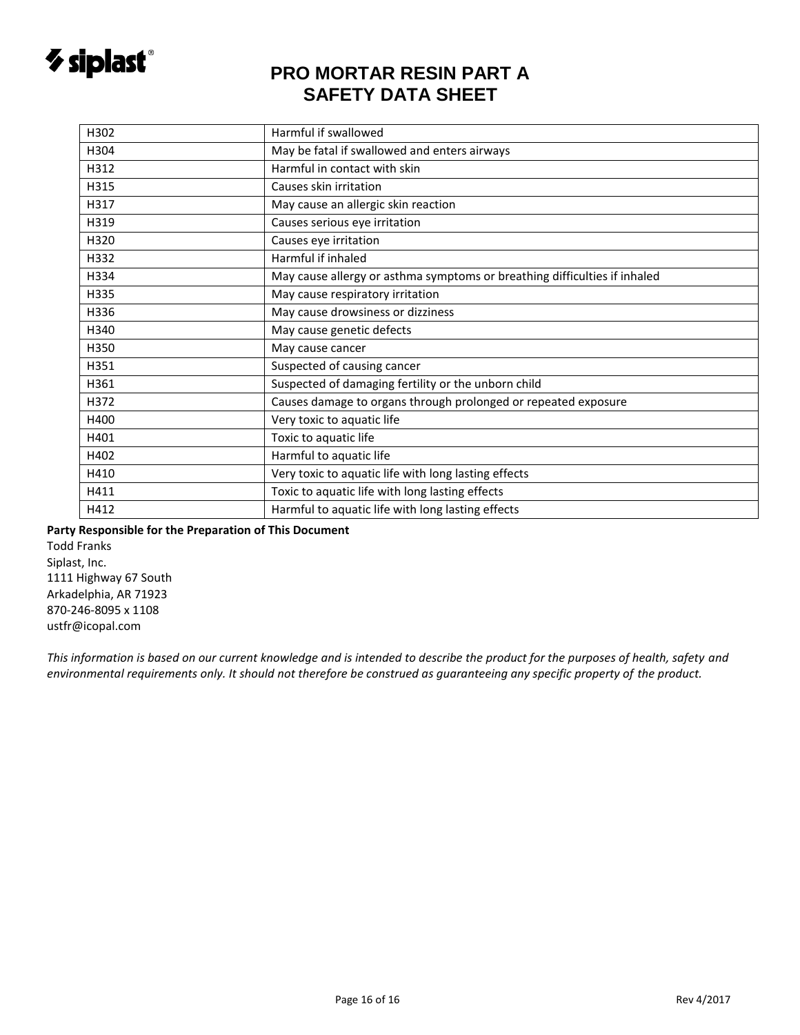| H302 | Harmful if swallowed |
| --- | --- |
| H304 | May be fatal if swallowed and enters airways |
| H312 | Harmful in contact with skin |
| H315 | Causes skin irritation |
| H317 | May cause an allergic skin reaction |
| H319 | Causes serious eye irritation |
| H320 | Causes eye irritation |
| H332 | Harmful if inhaled |
| H334 | May cause allergy or asthma symptoms or breathing difficulties if inhaled |
| H335 | May cause respiratory irritation |
| H336 | May cause drowsiness or dizziness |
| H340 | May cause genetic defects |
| H350 | May cause cancer |
| H351 | Suspected of causing cancer |
| H361 | Suspected of damaging fertility or the unborn child |
| H372 | Causes damage to organs through prolonged or repeated exposure |
| H400 | Very toxic to aquatic life |
| H401 | Toxic to aquatic life |
| H402 | Harmful to aquatic life |
| H410 | Very toxic to aquatic life with long lasting effects |
| H411 | Toxic to aquatic life with long lasting effects |
| H412 | Harmful to aquatic life with long lasting effects |

**Party Responsible for the Preparation of This Document**

Todd Franks
Siplast, Inc.
1111 Highway 67 South
Arkadelphia, AR 71923
870-246-8095 x 1108
ustfr@icopal.com

*This information is based on our current knowledge and is intended to describe the product for the purposes of health, safety and environmental requirements only. It should not therefore be construed as guaranteeing any specific property of the product.*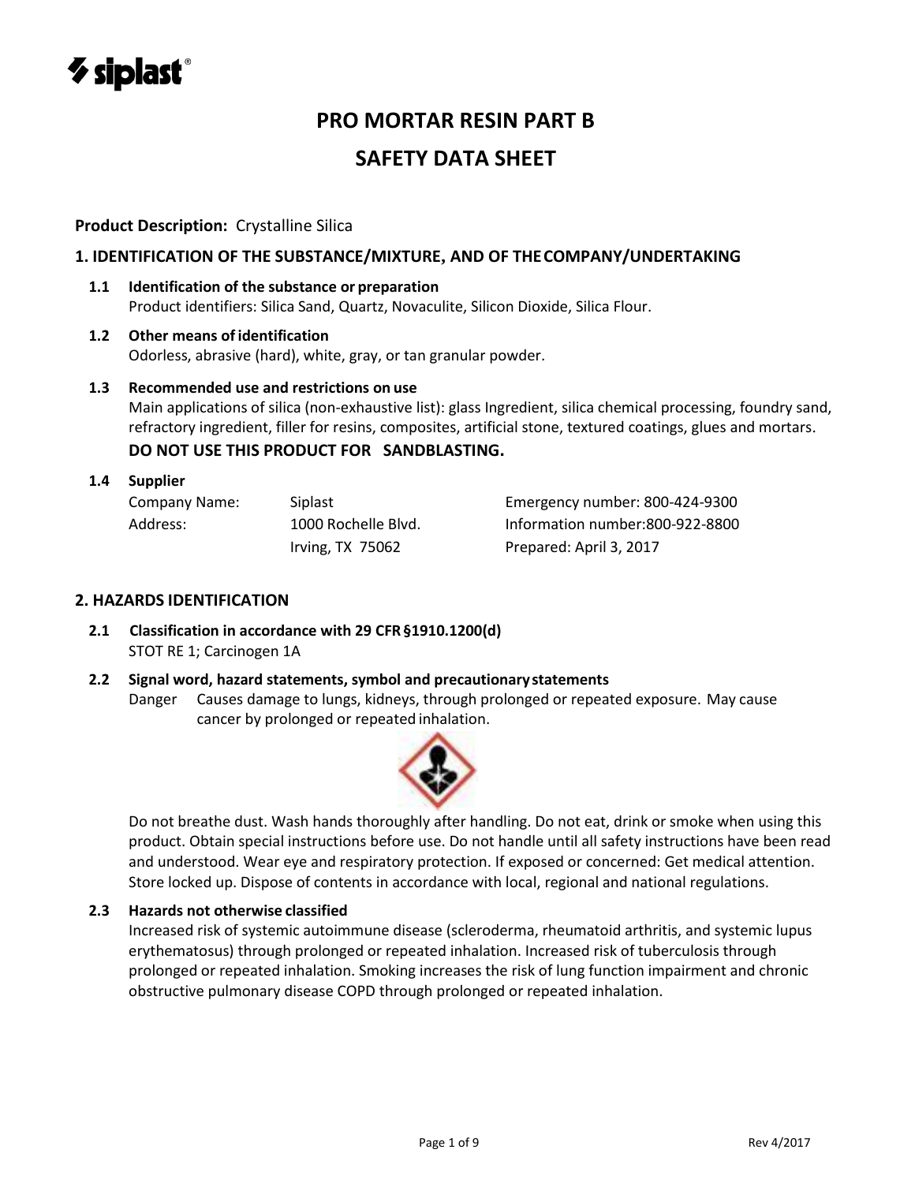siplast

# PRO MORTAR RESIN PART B

# SAFETY DATA SHEET

**Product Description:** Crystalline Silica

## 1. IDENTIFICATION OF THE SUBSTANCE/MIXTURE, AND OF THE COMPANY/UNDERTAKING

**1.1 Identification of the substance or preparation**
Product identifiers: Silica Sand, Quartz, Novaculite, Silicon Dioxide, Silica Flour.

**1.2 Other means of identification**
Odorless, abrasive (hard), white, gray, or tan granular powder.

**1.3 Recommended use and restrictions on use**
Main applications of silica (non-exhaustive list): glass Ingredient, silica chemical processing, foundry sand, refractory ingredient, filler for resins, composites, artificial stone, textured coatings, glues and mortars.

**DO NOT USE THIS PRODUCT FOR SANDBLASTING.**

**1.4 Supplier**

| | | |
|---|---|---|
| Company Name: | Siplast | Emergency number: 800-424-9300 |
| Address: | 1000 Rochelle Blvd. | Information number:800-922-8800 |
| | Irving, TX 75062 | Prepared: April 3, 2017 |

## 2. HAZARDS IDENTIFICATION

**2.1 Classification in accordance with 29 CFR §1910.1200(d)**
STOT RE 1; Carcinogen 1A

**2.2 Signal word, hazard statements, symbol and precautionary statements**
Danger Causes damage to lungs, kidneys, through prolonged or repeated exposure. May cause cancer by prolonged or repeated inhalation.

Do not breathe dust. Wash hands thoroughly after handling. Do not eat, drink or smoke when using this product. Obtain special instructions before use. Do not handle until all safety instructions have been read and understood. Wear eye and respiratory protection. If exposed or concerned: Get medical attention. Store locked up. Dispose of contents in accordance with local, regional and national regulations.

**2.3 Hazards not otherwise classified**
Increased risk of systemic autoimmune disease (scleroderma, rheumatoid arthritis, and systemic lupus erythematosus) through prolonged or repeated inhalation. Increased risk of tuberculosis through prolonged or repeated inhalation. Smoking increases the risk of lung function impairment and chronic obstructive pulmonary disease COPD through prolonged or repeated inhalation.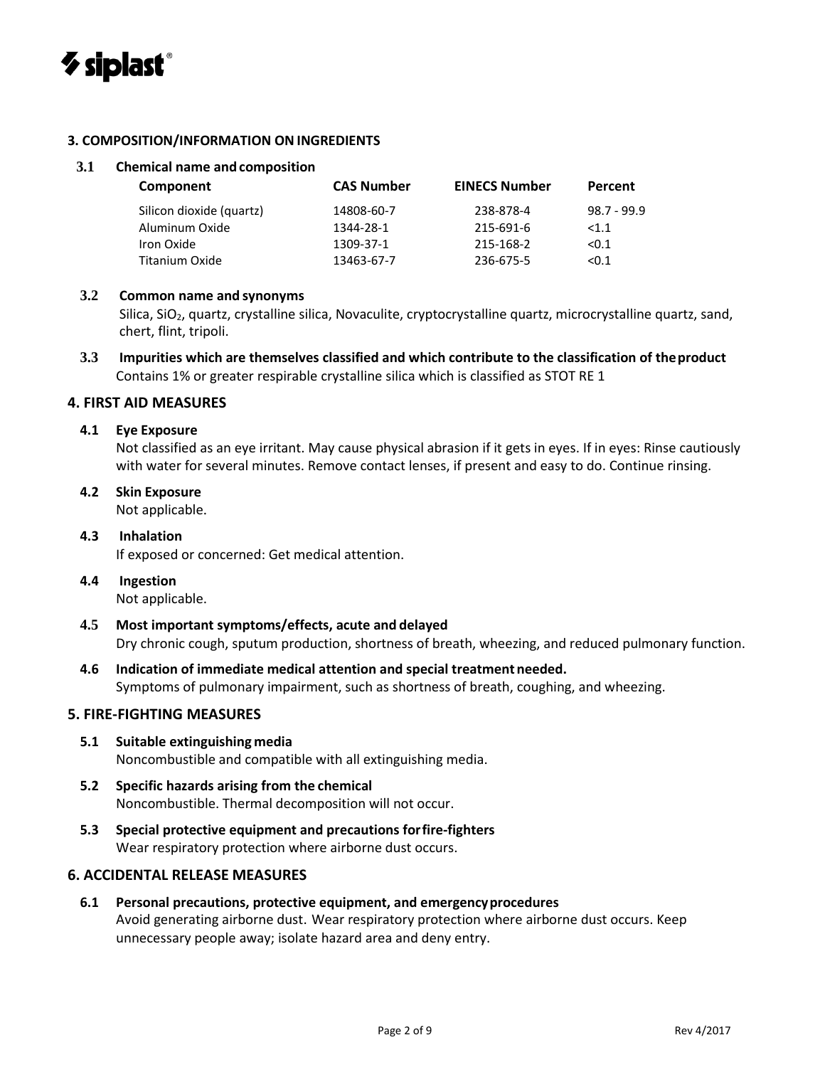## 3. COMPOSITION/INFORMATION ON INGREDIENTS

### 3.1 Chemical name and composition

| Component | CAS Number | EINECS Number | Percent |
|---|---|---|---|
| Silicon dioxide (quartz) | 14808-60-7 | 238-878-4 | 98.7 - 99.9 |
| Aluminum Oxide | 1344-28-1 | 215-691-6 | <1.1 |
| Iron Oxide | 1309-37-1 | 215-168-2 | <0.1 |
| Titanium Oxide | 13463-67-7 | 236-675-5 | <0.1 |

### 3.2 Common name and synonyms

Silica, $SiO_2$, quartz, crystalline silica, Novaculite, cryptocrystalline quartz, microcrystalline quartz, sand, chert, flint, tripoli.

### 3.3 Impurities which are themselves classified and which contribute to the classification of the product

Contains 1% or greater respirable crystalline silica which is classified as STOT RE 1

## 4. FIRST AID MEASURES

### 4.1 Eye Exposure

Not classified as an eye irritant. May cause physical abrasion if it gets in eyes. If in eyes: Rinse cautiously with water for several minutes. Remove contact lenses, if present and easy to do. Continue rinsing.

### 4.2 Skin Exposure

Not applicable.

### 4.3 Inhalation

If exposed or concerned: Get medical attention.

### 4.4 Ingestion

Not applicable.

### 4.5 Most important symptoms/effects, acute and delayed

Dry chronic cough, sputum production, shortness of breath, wheezing, and reduced pulmonary function.

### 4.6 Indication of immediate medical attention and special treatment needed.

Symptoms of pulmonary impairment, such as shortness of breath, coughing, and wheezing.

## 5. FIRE-FIGHTING MEASURES

### 5.1 Suitable extinguishing media

Noncombustible and compatible with all extinguishing media.

### 5.2 Specific hazards arising from the chemical

Noncombustible. Thermal decomposition will not occur.

### 5.3 Special protective equipment and precautions for fire-fighters

Wear respiratory protection where airborne dust occurs.

## 6. ACCIDENTAL RELEASE MEASURES

### 6.1 Personal precautions, protective equipment, and emergency procedures

Avoid generating airborne dust. Wear respiratory protection where airborne dust occurs. Keep unnecessary people away; isolate hazard area and deny entry.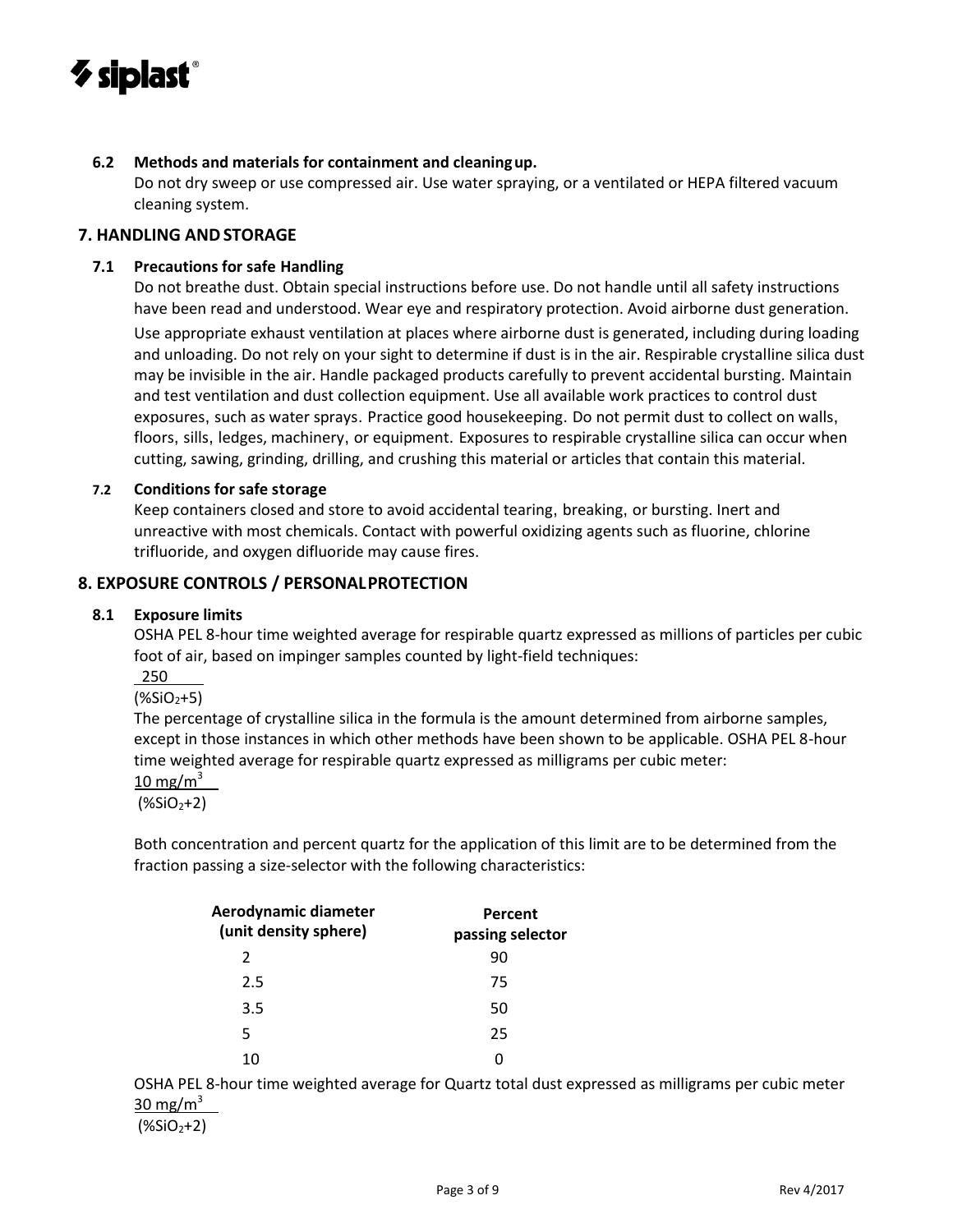### 6.2 Methods and materials for containment and cleaning up.

Do not dry sweep or use compressed air. Use water spraying, or a ventilated or HEPA filtered vacuum cleaning system.

## 7. HANDLING AND STORAGE

### 7.1 Precautions for safe Handling

Do not breathe dust. Obtain special instructions before use. Do not handle until all safety instructions have been read and understood. Wear eye and respiratory protection. Avoid airborne dust generation. Use appropriate exhaust ventilation at places where airborne dust is generated, including during loading and unloading. Do not rely on your sight to determine if dust is in the air. Respirable crystalline silica dust may be invisible in the air. Handle packaged products carefully to prevent accidental bursting. Maintain and test ventilation and dust collection equipment. Use all available work practices to control dust exposures, such as water sprays. Practice good housekeeping. Do not permit dust to collect on walls, floors, sills, ledges, machinery, or equipment. Exposures to respirable crystalline silica can occur when cutting, sawing, grinding, drilling, and crushing this material or articles that contain this material.

### 7.2 Conditions for safe storage

Keep containers closed and store to avoid accidental tearing, breaking, or bursting. Inert and unreactive with most chemicals. Contact with powerful oxidizing agents such as fluorine, chlorine trifluoride, and oxygen difluoride may cause fires.

## 8. EXPOSURE CONTROLS / PERSONAL PROTECTION

### 8.1 Exposure limits

OSHA PEL 8-hour time weighted average for respirable quartz expressed as millions of particles per cubic foot of air, based on impinger samples counted by light-field techniques:

$$\frac{250}{(\%SiO_2+5)}$$

The percentage of crystalline silica in the formula is the amount determined from airborne samples, except in those instances in which other methods have been shown to be applicable. OSHA PEL 8-hour time weighted average for respirable quartz expressed as milligrams per cubic meter:

$$\frac{10\ mg/m^3}{(\%SiO_2+2)}$$

Both concentration and percent quartz for the application of this limit are to be determined from the fraction passing a size-selector with the following characteristics:

| Aerodynamic diameter (unit density sphere) | Percent passing selector |
|---|---|
| 2 | 90 |
| 2.5 | 75 |
| 3.5 | 50 |
| 5 | 25 |
| 10 | 0 |

OSHA PEL 8-hour time weighted average for Quartz total dust expressed as milligrams per cubic meter

$$\frac{30\ mg/m^3}{(\%SiO_2+2)}$$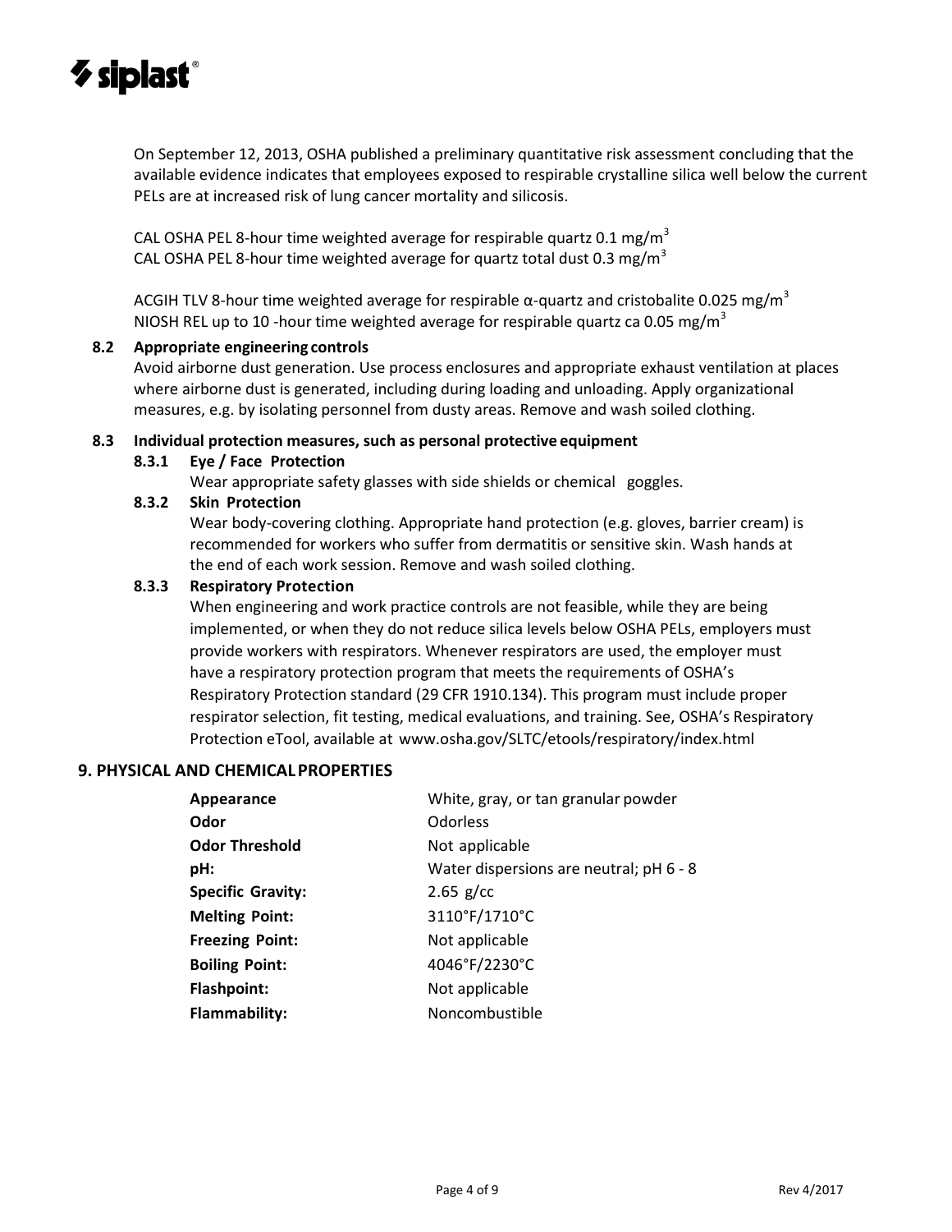On September 12, 2013, OSHA published a preliminary quantitative risk assessment concluding that the available evidence indicates that employees exposed to respirable crystalline silica well below the current PELs are at increased risk of lung cancer mortality and silicosis.

CAL OSHA PEL 8-hour time weighted average for respirable quartz 0.1 mg/m$^3$
CAL OSHA PEL 8-hour time weighted average for quartz total dust 0.3 mg/m$^3$

ACGIH TLV 8-hour time weighted average for respirable α-quartz and cristobalite 0.025 mg/m$^3$
NIOSH REL up to 10 -hour time weighted average for respirable quartz ca 0.05 mg/m$^3$

### 8.2 Appropriate engineering controls

Avoid airborne dust generation. Use process enclosures and appropriate exhaust ventilation at places where airborne dust is generated, including during loading and unloading. Apply organizational measures, e.g. by isolating personnel from dusty areas. Remove and wash soiled clothing.

### 8.3 Individual protection measures, such as personal protective equipment

#### 8.3.1 Eye / Face Protection

Wear appropriate safety glasses with side shields or chemical goggles.

#### 8.3.2 Skin Protection

Wear body-covering clothing. Appropriate hand protection (e.g. gloves, barrier cream) is recommended for workers who suffer from dermatitis or sensitive skin. Wash hands at the end of each work session. Remove and wash soiled clothing.

#### 8.3.3 Respiratory Protection

When engineering and work practice controls are not feasible, while they are being implemented, or when they do not reduce silica levels below OSHA PELs, employers must provide workers with respirators. Whenever respirators are used, the employer must have a respiratory protection program that meets the requirements of OSHA's Respiratory Protection standard (29 CFR 1910.134). This program must include proper respirator selection, fit testing, medical evaluations, and training. See, OSHA's Respiratory Protection eTool, available at www.osha.gov/SLTC/etools/respiratory/index.html

## 9. PHYSICAL AND CHEMICAL PROPERTIES

| | |
|---|---|
| **Appearance** | White, gray, or tan granular powder |
| **Odor** | Odorless |
| **Odor Threshold** | Not applicable |
| **pH:** | Water dispersions are neutral; pH 6 - 8 |
| **Specific Gravity:** | 2.65 g/cc |
| **Melting Point:** | 3110°F/1710°C |
| **Freezing Point:** | Not applicable |
| **Boiling Point:** | 4046°F/2230°C |
| **Flashpoint:** | Not applicable |
| **Flammability:** | Noncombustible |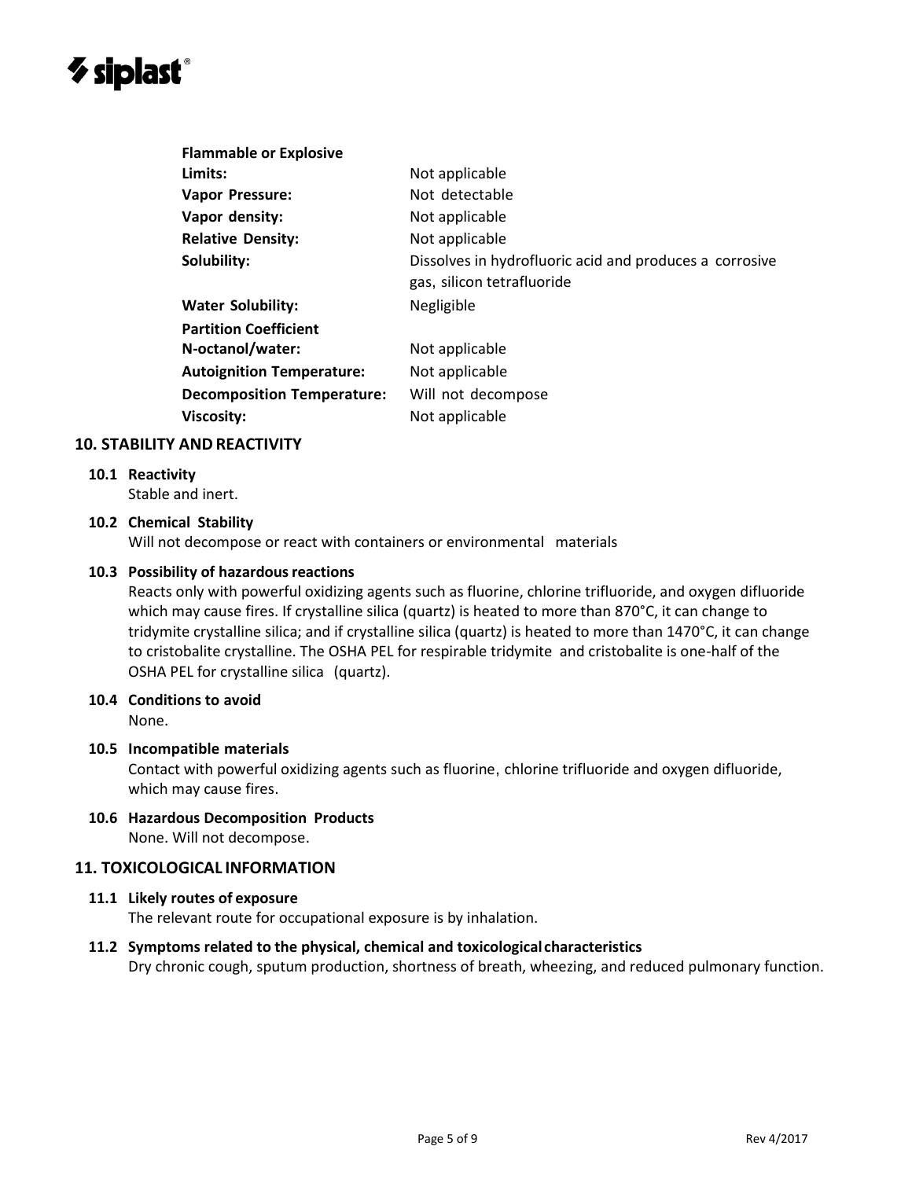| | |
|---|---|
| **Flammable or Explosive Limits:** | Not applicable |
| **Vapor Pressure:** | Not detectable |
| **Vapor density:** | Not applicable |
| **Relative Density:** | Not applicable |
| **Solubility:** | Dissolves in hydrofluoric acid and produces a corrosive gas, silicon tetrafluoride |
| **Water Solubility:** | Negligible |
| **Partition Coefficient N-octanol/water:** | Not applicable |
| **Autoignition Temperature:** | Not applicable |
| **Decomposition Temperature:** | Will not decompose |
| **Viscosity:** | Not applicable |

## 10. STABILITY AND REACTIVITY

### 10.1 Reactivity

Stable and inert.

### 10.2 Chemical Stability

Will not decompose or react with containers or environmental materials

### 10.3 Possibility of hazardous reactions

Reacts only with powerful oxidizing agents such as fluorine, chlorine trifluoride, and oxygen difluoride which may cause fires. If crystalline silica (quartz) is heated to more than 870°C, it can change to tridymite crystalline silica; and if crystalline silica (quartz) is heated to more than 1470°C, it can change to cristobalite crystalline. The OSHA PEL for respirable tridymite and cristobalite is one-half of the OSHA PEL for crystalline silica (quartz).

### 10.4 Conditions to avoid

None.

### 10.5 Incompatible materials

Contact with powerful oxidizing agents such as fluorine, chlorine trifluoride and oxygen difluoride, which may cause fires.

### 10.6 Hazardous Decomposition Products

None. Will not decompose.

## 11. TOXICOLOGICAL INFORMATION

### 11.1 Likely routes of exposure

The relevant route for occupational exposure is by inhalation.

### 11.2 Symptoms related to the physical, chemical and toxicological characteristics

Dry chronic cough, sputum production, shortness of breath, wheezing, and reduced pulmonary function.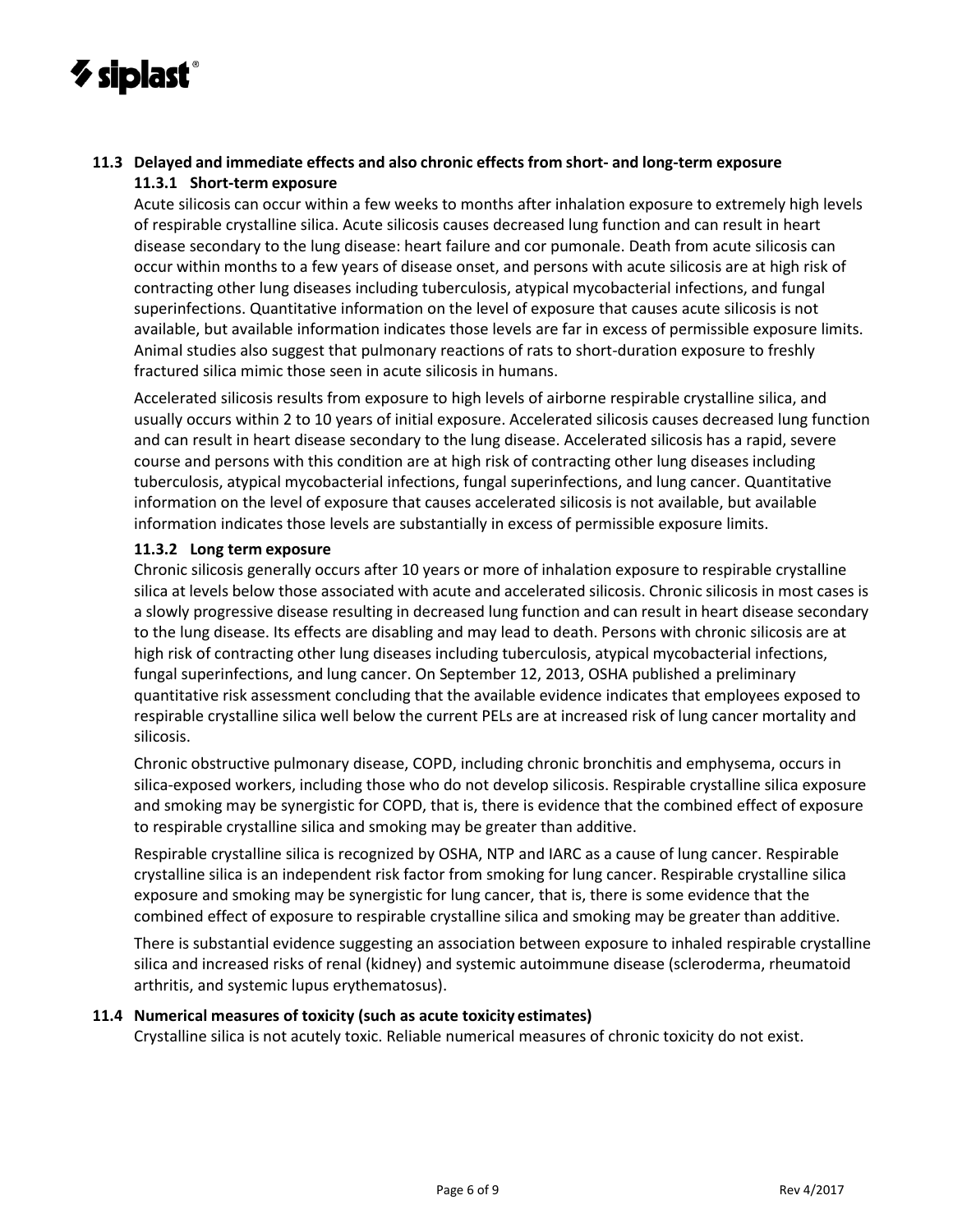## 11.3 Delayed and immediate effects and also chronic effects from short- and long-term exposure

### 11.3.1 Short-term exposure

Acute silicosis can occur within a few weeks to months after inhalation exposure to extremely high levels of respirable crystalline silica. Acute silicosis causes decreased lung function and can result in heart disease secondary to the lung disease: heart failure and cor pumonale. Death from acute silicosis can occur within months to a few years of disease onset, and persons with acute silicosis are at high risk of contracting other lung diseases including tuberculosis, atypical mycobacterial infections, and fungal superinfections. Quantitative information on the level of exposure that causes acute silicosis is not available, but available information indicates those levels are far in excess of permissible exposure limits. Animal studies also suggest that pulmonary reactions of rats to short-duration exposure to freshly fractured silica mimic those seen in acute silicosis in humans.

Accelerated silicosis results from exposure to high levels of airborne respirable crystalline silica, and usually occurs within 2 to 10 years of initial exposure. Accelerated silicosis causes decreased lung function and can result in heart disease secondary to the lung disease. Accelerated silicosis has a rapid, severe course and persons with this condition are at high risk of contracting other lung diseases including tuberculosis, atypical mycobacterial infections, fungal superinfections, and lung cancer. Quantitative information on the level of exposure that causes accelerated silicosis is not available, but available information indicates those levels are substantially in excess of permissible exposure limits.

### 11.3.2 Long term exposure

Chronic silicosis generally occurs after 10 years or more of inhalation exposure to respirable crystalline silica at levels below those associated with acute and accelerated silicosis. Chronic silicosis in most cases is a slowly progressive disease resulting in decreased lung function and can result in heart disease secondary to the lung disease. Its effects are disabling and may lead to death. Persons with chronic silicosis are at high risk of contracting other lung diseases including tuberculosis, atypical mycobacterial infections, fungal superinfections, and lung cancer. On September 12, 2013, OSHA published a preliminary quantitative risk assessment concluding that the available evidence indicates that employees exposed to respirable crystalline silica well below the current PELs are at increased risk of lung cancer mortality and silicosis.

Chronic obstructive pulmonary disease, COPD, including chronic bronchitis and emphysema, occurs in silica-exposed workers, including those who do not develop silicosis. Respirable crystalline silica exposure and smoking may be synergistic for COPD, that is, there is evidence that the combined effect of exposure to respirable crystalline silica and smoking may be greater than additive.

Respirable crystalline silica is recognized by OSHA, NTP and IARC as a cause of lung cancer. Respirable crystalline silica is an independent risk factor from smoking for lung cancer. Respirable crystalline silica exposure and smoking may be synergistic for lung cancer, that is, there is some evidence that the combined effect of exposure to respirable crystalline silica and smoking may be greater than additive.

There is substantial evidence suggesting an association between exposure to inhaled respirable crystalline silica and increased risks of renal (kidney) and systemic autoimmune disease (scleroderma, rheumatoid arthritis, and systemic lupus erythematosus).

## 11.4 Numerical measures of toxicity (such as acute toxicity estimates)

Crystalline silica is not acutely toxic. Reliable numerical measures of chronic toxicity do not exist.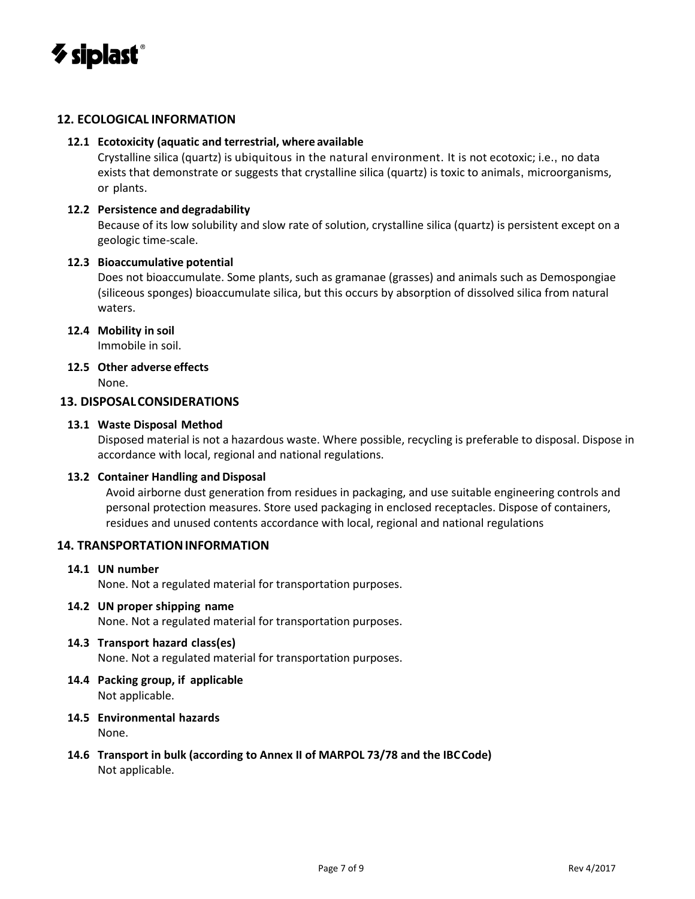## 12. ECOLOGICAL INFORMATION

### 12.1 Ecotoxicity (aquatic and terrestrial, where available

Crystalline silica (quartz) is ubiquitous in the natural environment. It is not ecotoxic; i.e., no data exists that demonstrate or suggests that crystalline silica (quartz) is toxic to animals, microorganisms, or plants.

### 12.2 Persistence and degradability

Because of its low solubility and slow rate of solution, crystalline silica (quartz) is persistent except on a geologic time-scale.

### 12.3 Bioaccumulative potential

Does not bioaccumulate. Some plants, such as gramanae (grasses) and animals such as Demospongiae (siliceous sponges) bioaccumulate silica, but this occurs by absorption of dissolved silica from natural waters.

### 12.4 Mobility in soil

Immobile in soil.

### 12.5 Other adverse effects

None.

## 13. DISPOSAL CONSIDERATIONS

### 13.1 Waste Disposal Method

Disposed material is not a hazardous waste. Where possible, recycling is preferable to disposal. Dispose in accordance with local, regional and national regulations.

### 13.2 Container Handling and Disposal

Avoid airborne dust generation from residues in packaging, and use suitable engineering controls and personal protection measures. Store used packaging in enclosed receptacles. Dispose of containers, residues and unused contents accordance with local, regional and national regulations

## 14. TRANSPORTATION INFORMATION

### 14.1 UN number

None. Not a regulated material for transportation purposes.

### 14.2 UN proper shipping name

None. Not a regulated material for transportation purposes.

### 14.3 Transport hazard class(es)

None. Not a regulated material for transportation purposes.

### 14.4 Packing group, if applicable

Not applicable.

### 14.5 Environmental hazards

None.

### 14.6 Transport in bulk (according to Annex II of MARPOL 73/78 and the IBC Code)

Not applicable.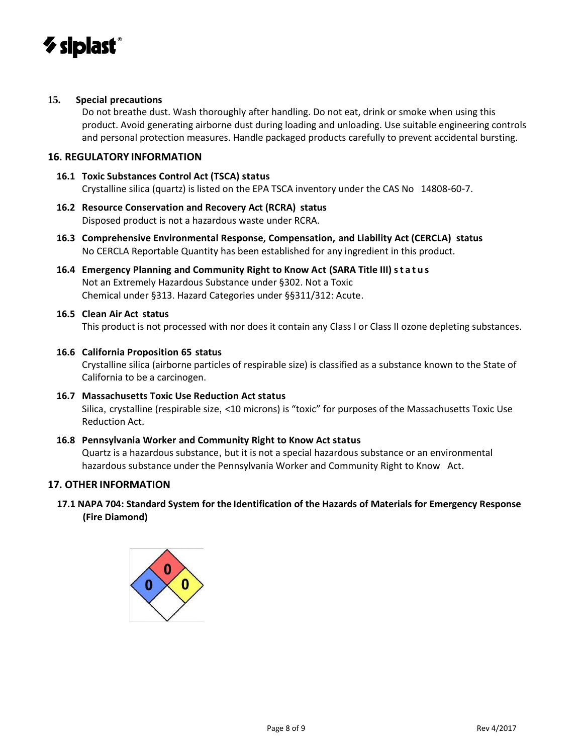## 15. Special precautions

Do not breathe dust. Wash thoroughly after handling. Do not eat, drink or smoke when using this product. Avoid generating airborne dust during loading and unloading. Use suitable engineering controls and personal protection measures. Handle packaged products carefully to prevent accidental bursting.

## 16. REGULATORY INFORMATION

### 16.1 Toxic Substances Control Act (TSCA) status

Crystalline silica (quartz) is listed on the EPA TSCA inventory under the CAS No 14808-60-7.

### 16.2 Resource Conservation and Recovery Act (RCRA) status

Disposed product is not a hazardous waste under RCRA.

### 16.3 Comprehensive Environmental Response, Compensation, and Liability Act (CERCLA) status

No CERCLA Reportable Quantity has been established for any ingredient in this product.

### 16.4 Emergency Planning and Community Right to Know Act (SARA Title III) status

Not an Extremely Hazardous Substance under §302. Not a Toxic Chemical under §313. Hazard Categories under §§311/312: Acute.

### 16.5 Clean Air Act status

This product is not processed with nor does it contain any Class I or Class II ozone depleting substances.

### 16.6 California Proposition 65 status

Crystalline silica (airborne particles of respirable size) is classified as a substance known to the State of California to be a carcinogen.

### 16.7 Massachusetts Toxic Use Reduction Act status

Silica, crystalline (respirable size, <10 microns) is "toxic" for purposes of the Massachusetts Toxic Use Reduction Act.

### 16.8 Pennsylvania Worker and Community Right to Know Act status

Quartz is a hazardous substance, but it is not a special hazardous substance or an environmental hazardous substance under the Pennsylvania Worker and Community Right to Know Act.

## 17. OTHER INFORMATION

### 17.1 NAPA 704: Standard System for the Identification of the Hazards of Materials for Emergency Response (Fire Diamond)

0 0 0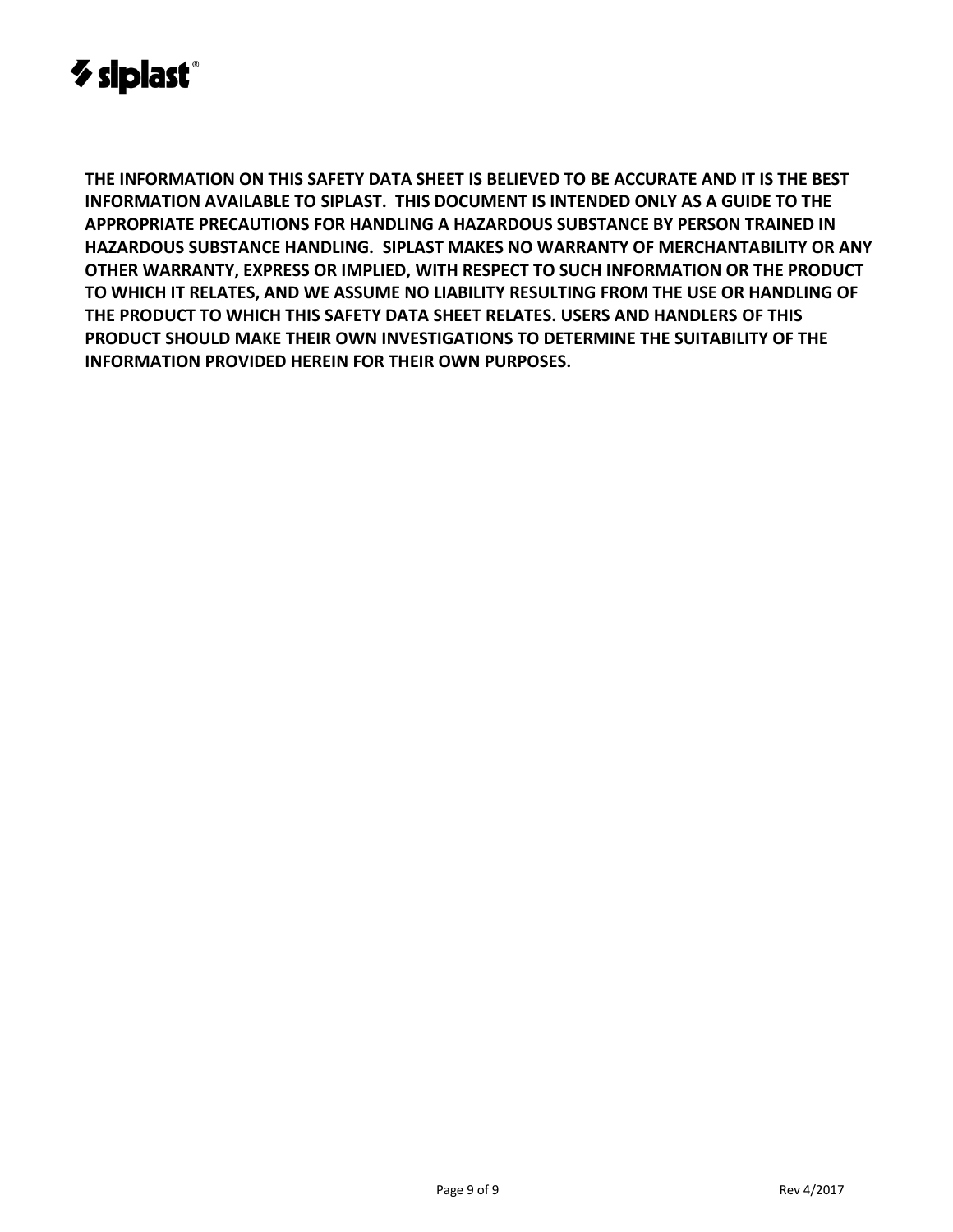**THE INFORMATION ON THIS SAFETY DATA SHEET IS BELIEVED TO BE ACCURATE AND IT IS THE BEST INFORMATION AVAILABLE TO SIPLAST. THIS DOCUMENT IS INTENDED ONLY AS A GUIDE TO THE APPROPRIATE PRECAUTIONS FOR HANDLING A HAZARDOUS SUBSTANCE BY PERSON TRAINED IN HAZARDOUS SUBSTANCE HANDLING. SIPLAST MAKES NO WARRANTY OF MERCHANTABILITY OR ANY OTHER WARRANTY, EXPRESS OR IMPLIED, WITH RESPECT TO SUCH INFORMATION OR THE PRODUCT TO WHICH IT RELATES, AND WE ASSUME NO LIABILITY RESULTING FROM THE USE OR HANDLING OF THE PRODUCT TO WHICH THIS SAFETY DATA SHEET RELATES. USERS AND HANDLERS OF THIS PRODUCT SHOULD MAKE THEIR OWN INVESTIGATIONS TO DETERMINE THE SUITABILITY OF THE INFORMATION PROVIDED HEREIN FOR THEIR OWN PURPOSES.**